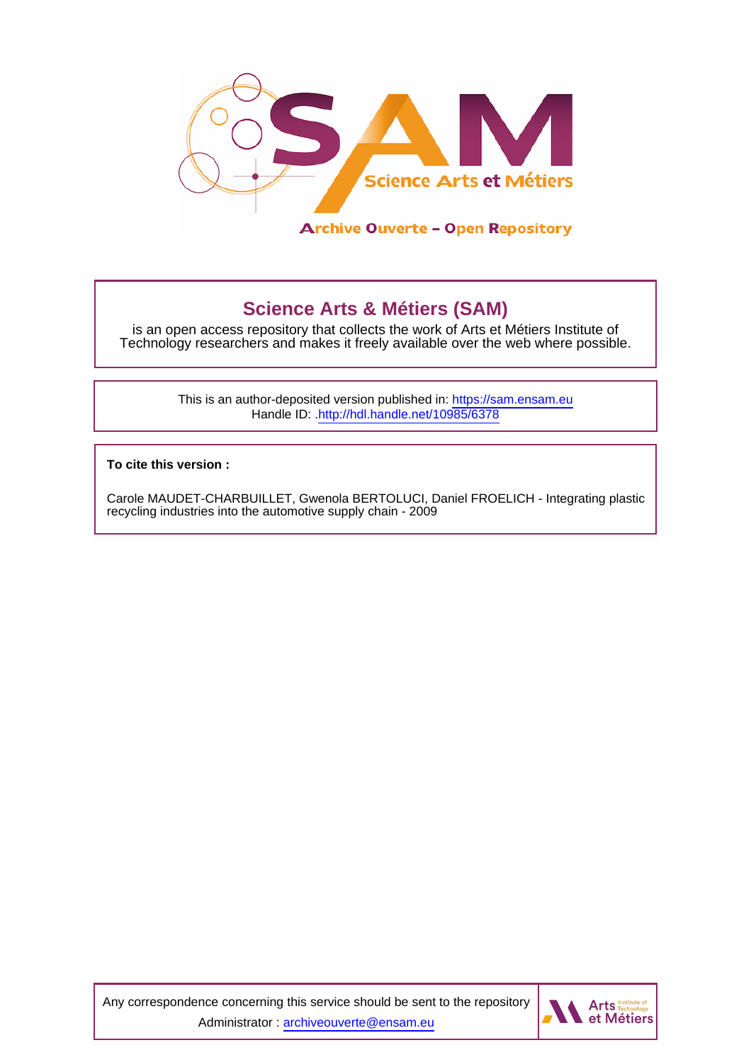# Science Arts & Métiers (SAM)

is an open access repository that collects the work of Arts et Métiers Institute of Technology researchers and makes it freely available over the web where possible.

This is an author-deposited version published in: https://sam.ensam.eu
Handle ID: .http://hdl.handle.net/10985/6378

**To cite this version :**

Carole MAUDET-CHARBUILLET, Gwenola BERTOLUCI, Daniel FROELICH - Integrating plastic recycling industries into the automotive supply chain - 2009

Any correspondence concerning this service should be sent to the repository Administrator : archiveouverte@ensam.eu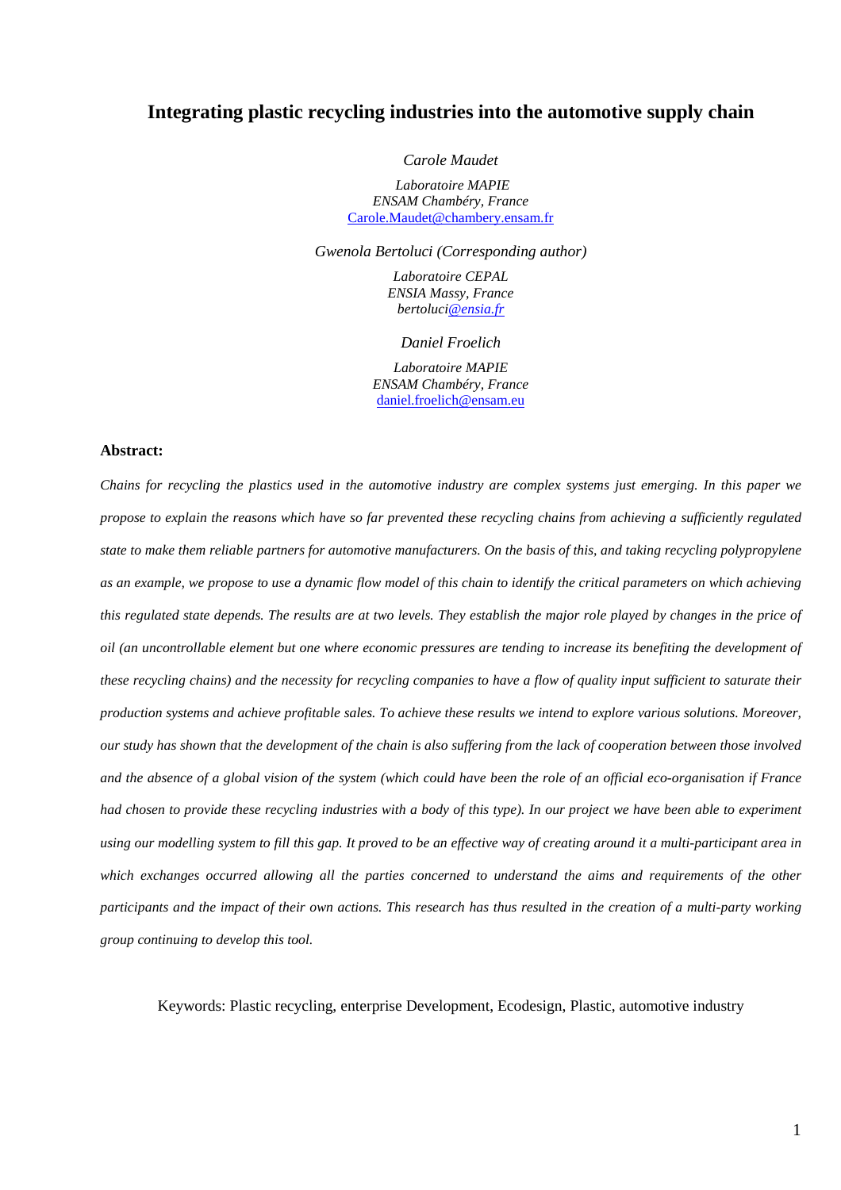# Integrating plastic recycling industries into the automotive supply chain

*Carole Maudet*

*Laboratoire MAPIE*
*ENSAM Chambéry, France*
Carole.Maudet@chambery.ensam.fr

*Gwenola Bertoluci (Corresponding author)*

*Laboratoire CEPAL*
*ENSIA Massy, France*
*bertoluci@ensia.fr*

*Daniel Froelich*

*Laboratoire MAPIE*
*ENSAM Chambéry, France*
daniel.froelich@ensam.eu

**Abstract:**

*Chains for recycling the plastics used in the automotive industry are complex systems just emerging. In this paper we propose to explain the reasons which have so far prevented these recycling chains from achieving a sufficiently regulated state to make them reliable partners for automotive manufacturers. On the basis of this, and taking recycling polypropylene as an example, we propose to use a dynamic flow model of this chain to identify the critical parameters on which achieving this regulated state depends. The results are at two levels. They establish the major role played by changes in the price of oil (an uncontrollable element but one where economic pressures are tending to increase its benefiting the development of these recycling chains) and the necessity for recycling companies to have a flow of quality input sufficient to saturate their production systems and achieve profitable sales. To achieve these results we intend to explore various solutions. Moreover, our study has shown that the development of the chain is also suffering from the lack of cooperation between those involved and the absence of a global vision of the system (which could have been the role of an official eco-organisation if France had chosen to provide these recycling industries with a body of this type). In our project we have been able to experiment using our modelling system to fill this gap. It proved to be an effective way of creating around it a multi-participant area in which exchanges occurred allowing all the parties concerned to understand the aims and requirements of the other participants and the impact of their own actions. This research has thus resulted in the creation of a multi-party working group continuing to develop this tool.*

Keywords: Plastic recycling, enterprise Development, Ecodesign, Plastic, automotive industry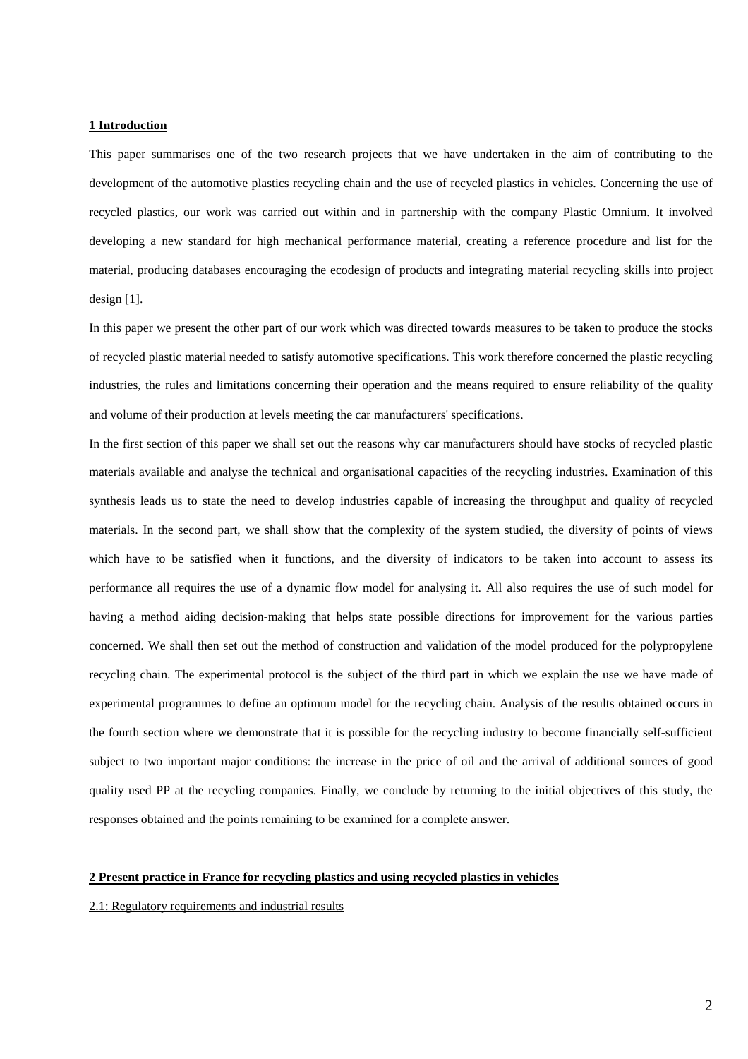## 1 Introduction

This paper summarises one of the two research projects that we have undertaken in the aim of contributing to the development of the automotive plastics recycling chain and the use of recycled plastics in vehicles. Concerning the use of recycled plastics, our work was carried out within and in partnership with the company Plastic Omnium. It involved developing a new standard for high mechanical performance material, creating a reference procedure and list for the material, producing databases encouraging the ecodesign of products and integrating material recycling skills into project design [1].

In this paper we present the other part of our work which was directed towards measures to be taken to produce the stocks of recycled plastic material needed to satisfy automotive specifications. This work therefore concerned the plastic recycling industries, the rules and limitations concerning their operation and the means required to ensure reliability of the quality and volume of their production at levels meeting the car manufacturers' specifications.

In the first section of this paper we shall set out the reasons why car manufacturers should have stocks of recycled plastic materials available and analyse the technical and organisational capacities of the recycling industries. Examination of this synthesis leads us to state the need to develop industries capable of increasing the throughput and quality of recycled materials. In the second part, we shall show that the complexity of the system studied, the diversity of points of views which have to be satisfied when it functions, and the diversity of indicators to be taken into account to assess its performance all requires the use of a dynamic flow model for analysing it. All also requires the use of such model for having a method aiding decision-making that helps state possible directions for improvement for the various parties concerned. We shall then set out the method of construction and validation of the model produced for the polypropylene recycling chain. The experimental protocol is the subject of the third part in which we explain the use we have made of experimental programmes to define an optimum model for the recycling chain. Analysis of the results obtained occurs in the fourth section where we demonstrate that it is possible for the recycling industry to become financially self-sufficient subject to two important major conditions: the increase in the price of oil and the arrival of additional sources of good quality used PP at the recycling companies. Finally, we conclude by returning to the initial objectives of this study, the responses obtained and the points remaining to be examined for a complete answer.

## 2 Present practice in France for recycling plastics and using recycled plastics in vehicles

### 2.1: Regulatory requirements and industrial results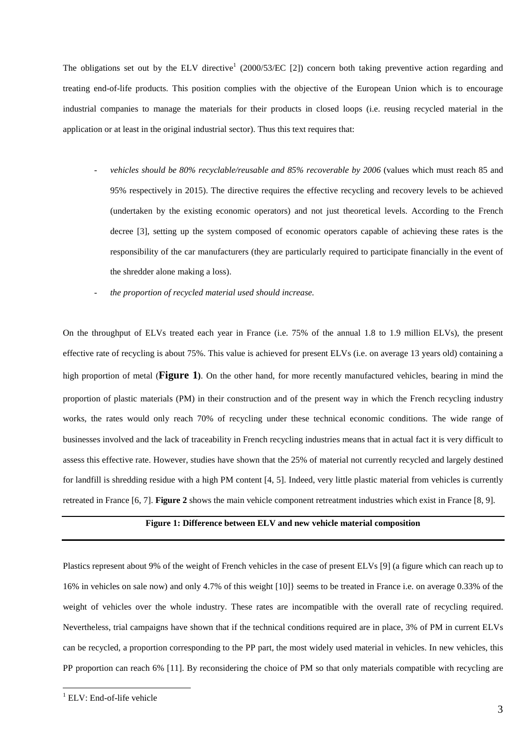The obligations set out by the ELV directive[1] (2000/53/EC [2]) concern both taking preventive action regarding and treating end-of-life products. This position complies with the objective of the European Union which is to encourage industrial companies to manage the materials for their products in closed loops (i.e. reusing recycled material in the application or at least in the original industrial sector). Thus this text requires that:

- *vehicles should be 80% recyclable/reusable and 85% recoverable by 2006* (values which must reach 85 and 95% respectively in 2015). The directive requires the effective recycling and recovery levels to be achieved (undertaken by the existing economic operators) and not just theoretical levels. According to the French decree [3], setting up the system composed of economic operators capable of achieving these rates is the responsibility of the car manufacturers (they are particularly required to participate financially in the event of the shredder alone making a loss).
- *the proportion of recycled material used should increase.*

On the throughput of ELVs treated each year in France (i.e. 75% of the annual 1.8 to 1.9 million ELVs), the present effective rate of recycling is about 75%. This value is achieved for present ELVs (i.e. on average 13 years old) containing a high proportion of metal (**Figure 1**). On the other hand, for more recently manufactured vehicles, bearing in mind the proportion of plastic materials (PM) in their construction and of the present way in which the French recycling industry works, the rates would only reach 70% of recycling under these technical economic conditions. The wide range of businesses involved and the lack of traceability in French recycling industries means that in actual fact it is very difficult to assess this effective rate. However, studies have shown that the 25% of material not currently recycled and largely destined for landfill is shredding residue with a high PM content [4, 5]. Indeed, very little plastic material from vehicles is currently retreated in France [6, 7]. **Figure 2** shows the main vehicle component retreatment industries which exist in France [8, 9].

**Figure 1: Difference between ELV and new vehicle material composition**

Plastics represent about 9% of the weight of French vehicles in the case of present ELVs [9] (a figure which can reach up to 16% in vehicles on sale now) and only 4.7% of this weight [10]} seems to be treated in France i.e. on average 0.33% of the weight of vehicles over the whole industry. These rates are incompatible with the overall rate of recycling required. Nevertheless, trial campaigns have shown that if the technical conditions required are in place, 3% of PM in current ELVs can be recycled, a proportion corresponding to the PP part, the most widely used material in vehicles. In new vehicles, this PP proportion can reach 6% [11]. By reconsidering the choice of PM so that only materials compatible with recycling are

[1] ELV: End-of-life vehicle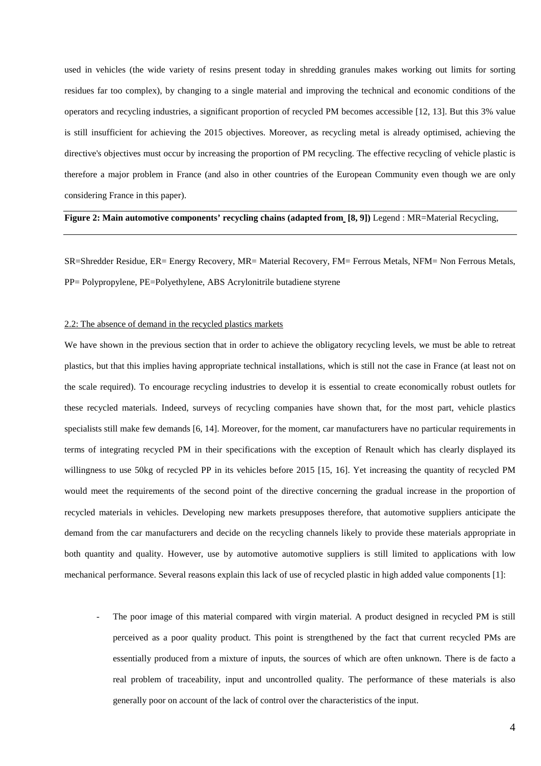used in vehicles (the wide variety of resins present today in shredding granules makes working out limits for sorting residues far too complex), by changing to a single material and improving the technical and economic conditions of the operators and recycling industries, a significant proportion of recycled PM becomes accessible [12, 13]. But this 3% value is still insufficient for achieving the 2015 objectives. Moreover, as recycling metal is already optimised, achieving the directive's objectives must occur by increasing the proportion of PM recycling. The effective recycling of vehicle plastic is therefore a major problem in France (and also in other countries of the European Community even though we are only considering France in this paper).

**Figure 2: Main automotive components' recycling chains (adapted from [8, 9])** Legend : MR=Material Recycling,

SR=Shredder Residue, ER= Energy Recovery, MR= Material Recovery, FM= Ferrous Metals, NFM= Non Ferrous Metals, PP= Polypropylene, PE=Polyethylene, ABS Acrylonitrile butadiene styrene

2.2: The absence of demand in the recycled plastics markets

We have shown in the previous section that in order to achieve the obligatory recycling levels, we must be able to retreat plastics, but that this implies having appropriate technical installations, which is still not the case in France (at least not on the scale required). To encourage recycling industries to develop it is essential to create economically robust outlets for these recycled materials. Indeed, surveys of recycling companies have shown that, for the most part, vehicle plastics specialists still make few demands [6, 14]. Moreover, for the moment, car manufacturers have no particular requirements in terms of integrating recycled PM in their specifications with the exception of Renault which has clearly displayed its willingness to use 50kg of recycled PP in its vehicles before 2015 [15, 16]. Yet increasing the quantity of recycled PM would meet the requirements of the second point of the directive concerning the gradual increase in the proportion of recycled materials in vehicles. Developing new markets presupposes therefore, that automotive suppliers anticipate the demand from the car manufacturers and decide on the recycling channels likely to provide these materials appropriate in both quantity and quality. However, use by automotive automotive suppliers is still limited to applications with low mechanical performance. Several reasons explain this lack of use of recycled plastic in high added value components [1]:

- The poor image of this material compared with virgin material. A product designed in recycled PM is still perceived as a poor quality product. This point is strengthened by the fact that current recycled PMs are essentially produced from a mixture of inputs, the sources of which are often unknown. There is de facto a real problem of traceability, input and uncontrolled quality. The performance of these materials is also generally poor on account of the lack of control over the characteristics of the input.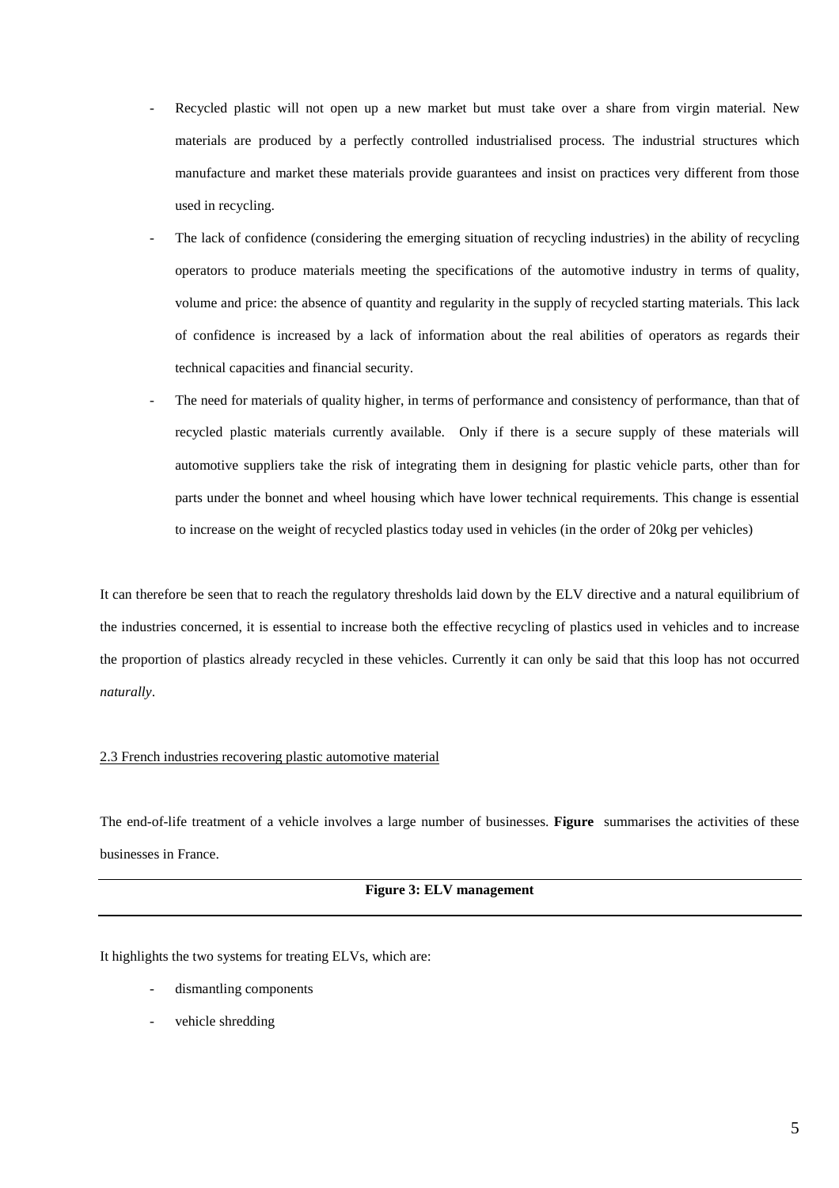- Recycled plastic will not open up a new market but must take over a share from virgin material. New materials are produced by a perfectly controlled industrialised process. The industrial structures which manufacture and market these materials provide guarantees and insist on practices very different from those used in recycling.
- The lack of confidence (considering the emerging situation of recycling industries) in the ability of recycling operators to produce materials meeting the specifications of the automotive industry in terms of quality, volume and price: the absence of quantity and regularity in the supply of recycled starting materials. This lack of confidence is increased by a lack of information about the real abilities of operators as regards their technical capacities and financial security.
- The need for materials of quality higher, in terms of performance and consistency of performance, than that of recycled plastic materials currently available. Only if there is a secure supply of these materials will automotive suppliers take the risk of integrating them in designing for plastic vehicle parts, other than for parts under the bonnet and wheel housing which have lower technical requirements. This change is essential to increase on the weight of recycled plastics today used in vehicles (in the order of 20kg per vehicles)

It can therefore be seen that to reach the regulatory thresholds laid down by the ELV directive and a natural equilibrium of the industries concerned, it is essential to increase both the effective recycling of plastics used in vehicles and to increase the proportion of plastics already recycled in these vehicles. Currently it can only be said that this loop has not occurred *naturally*.

### 2.3 French industries recovering plastic automotive material

The end-of-life treatment of a vehicle involves a large number of businesses. **Figure** summarises the activities of these businesses in France.

**Figure 3: ELV management**

It highlights the two systems for treating ELVs, which are:

- dismantling components
- vehicle shredding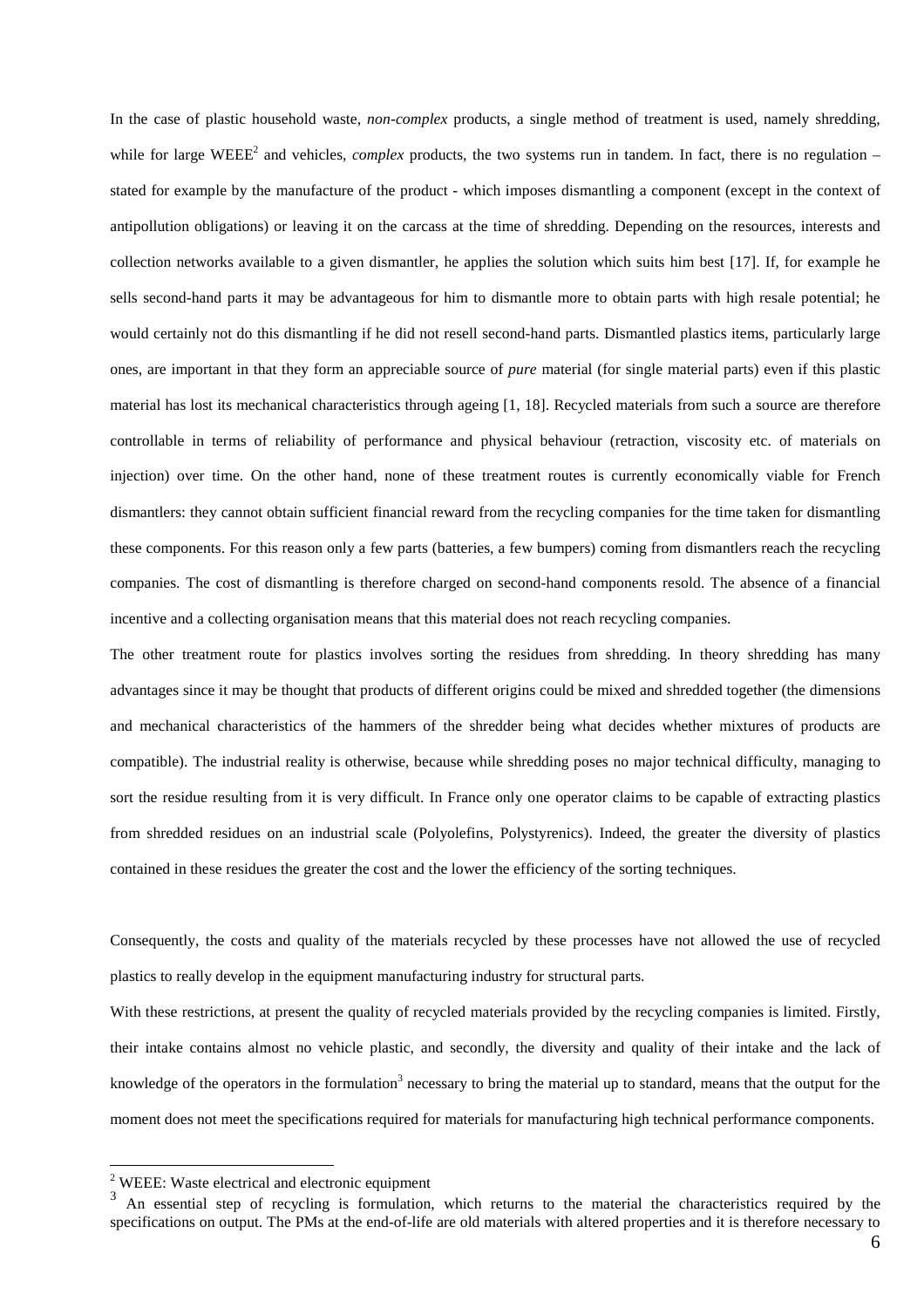In the case of plastic household waste, *non-complex* products, a single method of treatment is used, namely shredding, while for large WEEE[2] and vehicles, *complex* products, the two systems run in tandem. In fact, there is no regulation – stated for example by the manufacture of the product - which imposes dismantling a component (except in the context of antipollution obligations) or leaving it on the carcass at the time of shredding. Depending on the resources, interests and collection networks available to a given dismantler, he applies the solution which suits him best [17]. If, for example he sells second-hand parts it may be advantageous for him to dismantle more to obtain parts with high resale potential; he would certainly not do this dismantling if he did not resell second-hand parts. Dismantled plastics items, particularly large ones, are important in that they form an appreciable source of *pure* material (for single material parts) even if this plastic material has lost its mechanical characteristics through ageing [1, 18]. Recycled materials from such a source are therefore controllable in terms of reliability of performance and physical behaviour (retraction, viscosity etc. of materials on injection) over time. On the other hand, none of these treatment routes is currently economically viable for French dismantlers: they cannot obtain sufficient financial reward from the recycling companies for the time taken for dismantling these components. For this reason only a few parts (batteries, a few bumpers) coming from dismantlers reach the recycling companies. The cost of dismantling is therefore charged on second-hand components resold. The absence of a financial incentive and a collecting organisation means that this material does not reach recycling companies.

The other treatment route for plastics involves sorting the residues from shredding. In theory shredding has many advantages since it may be thought that products of different origins could be mixed and shredded together (the dimensions and mechanical characteristics of the hammers of the shredder being what decides whether mixtures of products are compatible). The industrial reality is otherwise, because while shredding poses no major technical difficulty, managing to sort the residue resulting from it is very difficult. In France only one operator claims to be capable of extracting plastics from shredded residues on an industrial scale (Polyolefins, Polystyrenics). Indeed, the greater the diversity of plastics contained in these residues the greater the cost and the lower the efficiency of the sorting techniques.

Consequently, the costs and quality of the materials recycled by these processes have not allowed the use of recycled plastics to really develop in the equipment manufacturing industry for structural parts.

With these restrictions, at present the quality of recycled materials provided by the recycling companies is limited. Firstly, their intake contains almost no vehicle plastic, and secondly, the diversity and quality of their intake and the lack of knowledge of the operators in the formulation[3] necessary to bring the material up to standard, means that the output for the moment does not meet the specifications required for materials for manufacturing high technical performance components.

---

[2] WEEE: Waste electrical and electronic equipment

[3] An essential step of recycling is formulation, which returns to the material the characteristics required by the specifications on output. The PMs at the end-of-life are old materials with altered properties and it is therefore necessary to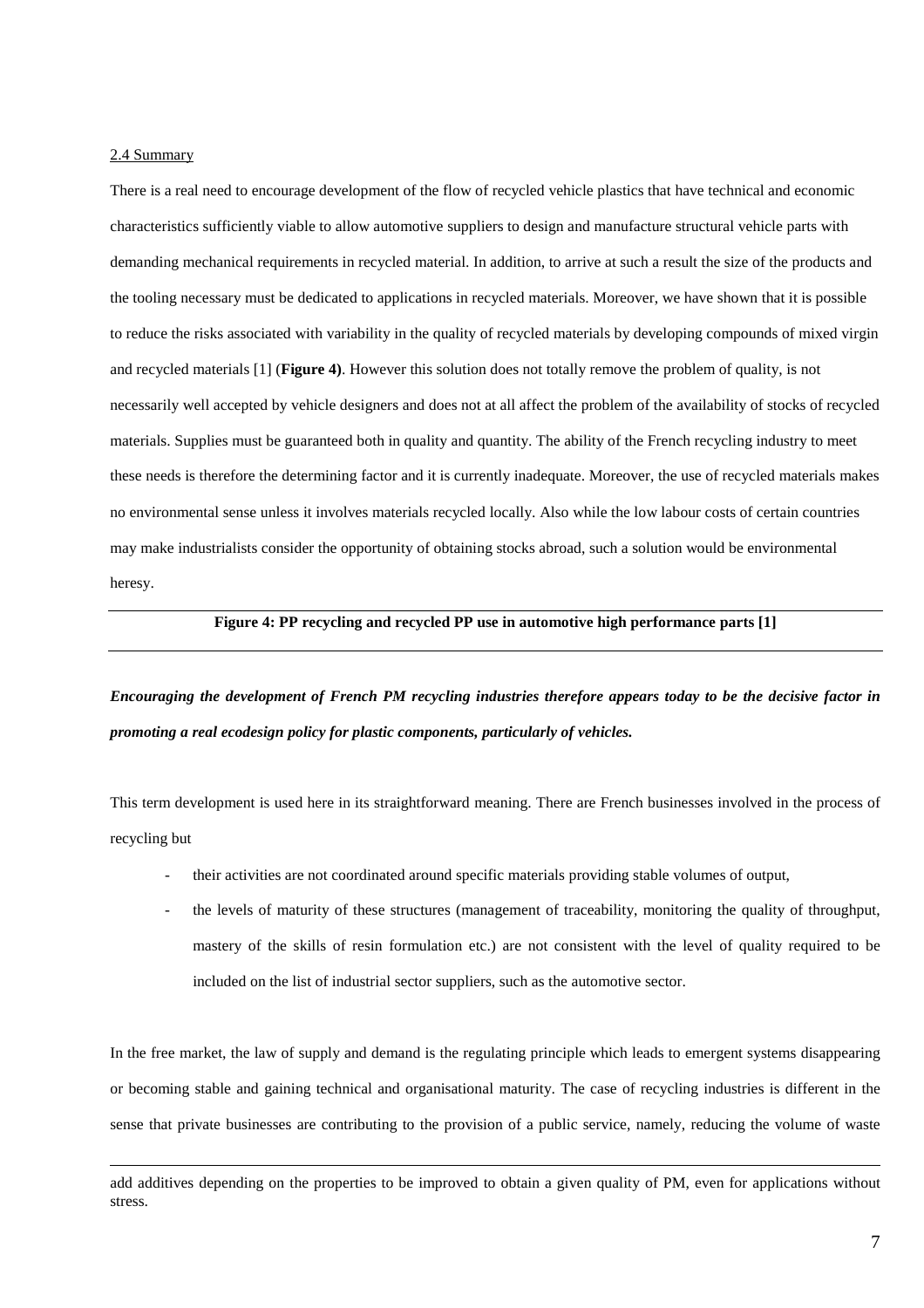2.4 Summary

There is a real need to encourage development of the flow of recycled vehicle plastics that have technical and economic characteristics sufficiently viable to allow automotive suppliers to design and manufacture structural vehicle parts with demanding mechanical requirements in recycled material. In addition, to arrive at such a result the size of the products and the tooling necessary must be dedicated to applications in recycled materials. Moreover, we have shown that it is possible to reduce the risks associated with variability in the quality of recycled materials by developing compounds of mixed virgin and recycled materials [1] (**Figure 4)**. However this solution does not totally remove the problem of quality, is not necessarily well accepted by vehicle designers and does not at all affect the problem of the availability of stocks of recycled materials. Supplies must be guaranteed both in quality and quantity. The ability of the French recycling industry to meet these needs is therefore the determining factor and it is currently inadequate. Moreover, the use of recycled materials makes no environmental sense unless it involves materials recycled locally. Also while the low labour costs of certain countries may make industrialists consider the opportunity of obtaining stocks abroad, such a solution would be environmental heresy.

**Figure 4: PP recycling and recycled PP use in automotive high performance parts [1]**

***Encouraging the development of French PM recycling industries therefore appears today to be the decisive factor in promoting a real ecodesign policy for plastic components, particularly of vehicles.***

This term development is used here in its straightforward meaning. There are French businesses involved in the process of recycling but

- their activities are not coordinated around specific materials providing stable volumes of output,
- the levels of maturity of these structures (management of traceability, monitoring the quality of throughput, mastery of the skills of resin formulation etc.) are not consistent with the level of quality required to be included on the list of industrial sector suppliers, such as the automotive sector.

In the free market, the law of supply and demand is the regulating principle which leads to emergent systems disappearing or becoming stable and gaining technical and organisational maturity. The case of recycling industries is different in the sense that private businesses are contributing to the provision of a public service, namely, reducing the volume of waste

add additives depending on the properties to be improved to obtain a given quality of PM, even for applications without stress.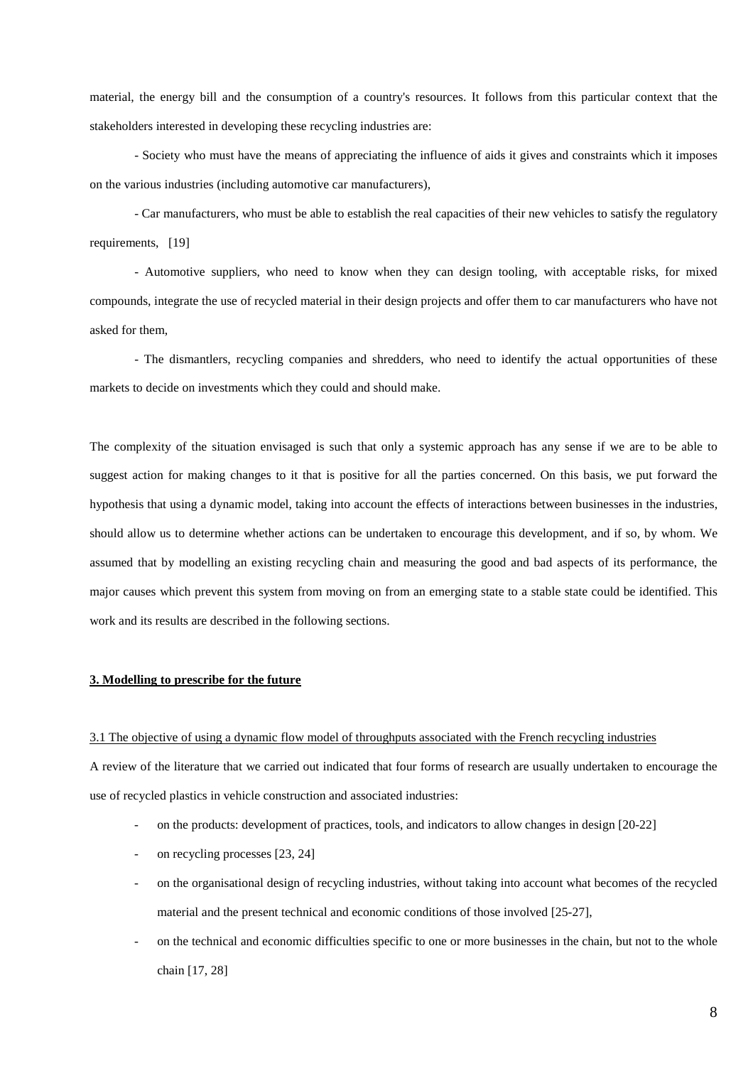material, the energy bill and the consumption of a country's resources. It follows from this particular context that the stakeholders interested in developing these recycling industries are:

- Society who must have the means of appreciating the influence of aids it gives and constraints which it imposes on the various industries (including automotive car manufacturers),

- Car manufacturers, who must be able to establish the real capacities of their new vehicles to satisfy the regulatory requirements, [19]

- Automotive suppliers, who need to know when they can design tooling, with acceptable risks, for mixed compounds, integrate the use of recycled material in their design projects and offer them to car manufacturers who have not asked for them,

- The dismantlers, recycling companies and shredders, who need to identify the actual opportunities of these markets to decide on investments which they could and should make.

The complexity of the situation envisaged is such that only a systemic approach has any sense if we are to be able to suggest action for making changes to it that is positive for all the parties concerned. On this basis, we put forward the hypothesis that using a dynamic model, taking into account the effects of interactions between businesses in the industries, should allow us to determine whether actions can be undertaken to encourage this development, and if so, by whom. We assumed that by modelling an existing recycling chain and measuring the good and bad aspects of its performance, the major causes which prevent this system from moving on from an emerging state to a stable state could be identified. This work and its results are described in the following sections.

## 3. Modelling to prescribe for the future

### 3.1 The objective of using a dynamic flow model of throughputs associated with the French recycling industries

A review of the literature that we carried out indicated that four forms of research are usually undertaken to encourage the use of recycled plastics in vehicle construction and associated industries:

- on the products: development of practices, tools, and indicators to allow changes in design [20-22]
- on recycling processes [23, 24]
- on the organisational design of recycling industries, without taking into account what becomes of the recycled material and the present technical and economic conditions of those involved [25-27],
- on the technical and economic difficulties specific to one or more businesses in the chain, but not to the whole chain [17, 28]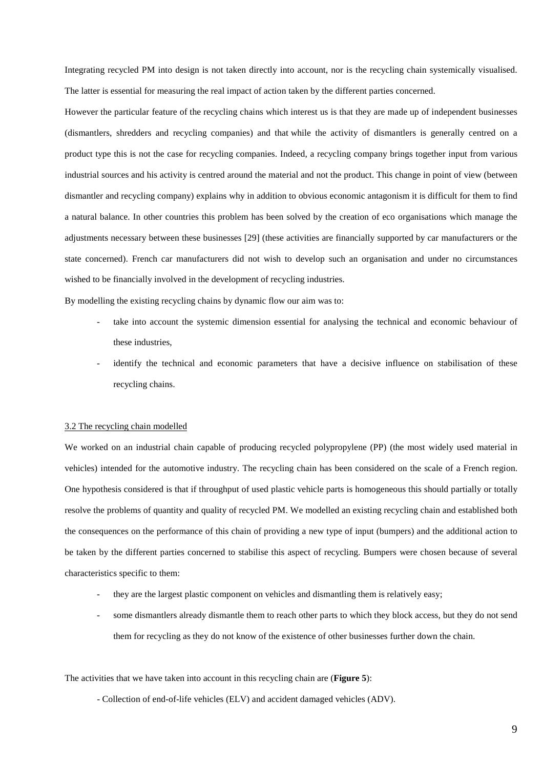Integrating recycled PM into design is not taken directly into account, nor is the recycling chain systemically visualised. The latter is essential for measuring the real impact of action taken by the different parties concerned.

However the particular feature of the recycling chains which interest us is that they are made up of independent businesses (dismantlers, shredders and recycling companies) and that while the activity of dismantlers is generally centred on a product type this is not the case for recycling companies. Indeed, a recycling company brings together input from various industrial sources and his activity is centred around the material and not the product. This change in point of view (between dismantler and recycling company) explains why in addition to obvious economic antagonism it is difficult for them to find a natural balance. In other countries this problem has been solved by the creation of eco organisations which manage the adjustments necessary between these businesses [29] (these activities are financially supported by car manufacturers or the state concerned). French car manufacturers did not wish to develop such an organisation and under no circumstances wished to be financially involved in the development of recycling industries.

By modelling the existing recycling chains by dynamic flow our aim was to:

- take into account the systemic dimension essential for analysing the technical and economic behaviour of these industries,
- identify the technical and economic parameters that have a decisive influence on stabilisation of these recycling chains.

### 3.2 The recycling chain modelled

We worked on an industrial chain capable of producing recycled polypropylene (PP) (the most widely used material in vehicles) intended for the automotive industry. The recycling chain has been considered on the scale of a French region. One hypothesis considered is that if throughput of used plastic vehicle parts is homogeneous this should partially or totally resolve the problems of quantity and quality of recycled PM. We modelled an existing recycling chain and established both the consequences on the performance of this chain of providing a new type of input (bumpers) and the additional action to be taken by the different parties concerned to stabilise this aspect of recycling. Bumpers were chosen because of several characteristics specific to them:

- they are the largest plastic component on vehicles and dismantling them is relatively easy;
- some dismantlers already dismantle them to reach other parts to which they block access, but they do not send them for recycling as they do not know of the existence of other businesses further down the chain.

The activities that we have taken into account in this recycling chain are (**Figure 5**):

- Collection of end-of-life vehicles (ELV) and accident damaged vehicles (ADV).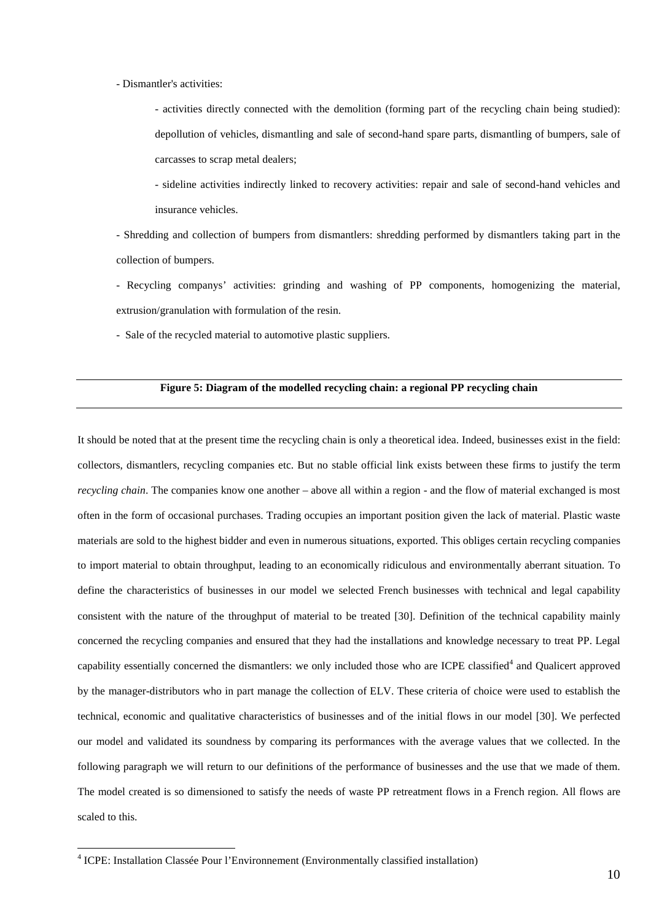- Dismantler's activities:

    - activities directly connected with the demolition (forming part of the recycling chain being studied): depollution of vehicles, dismantling and sale of second-hand spare parts, dismantling of bumpers, sale of carcasses to scrap metal dealers;

    - sideline activities indirectly linked to recovery activities: repair and sale of second-hand vehicles and insurance vehicles.

- Shredding and collection of bumpers from dismantlers: shredding performed by dismantlers taking part in the collection of bumpers.

- Recycling companys' activities: grinding and washing of PP components, homogenizing the material, extrusion/granulation with formulation of the resin.

- Sale of the recycled material to automotive plastic suppliers.

**Figure 5: Diagram of the modelled recycling chain: a regional PP recycling chain**

It should be noted that at the present time the recycling chain is only a theoretical idea. Indeed, businesses exist in the field: collectors, dismantlers, recycling companies etc. But no stable official link exists between these firms to justify the term *recycling chain*. The companies know one another – above all within a region - and the flow of material exchanged is most often in the form of occasional purchases. Trading occupies an important position given the lack of material. Plastic waste materials are sold to the highest bidder and even in numerous situations, exported. This obliges certain recycling companies to import material to obtain throughput, leading to an economically ridiculous and environmentally aberrant situation. To define the characteristics of businesses in our model we selected French businesses with technical and legal capability consistent with the nature of the throughput of material to be treated [30]. Definition of the technical capability mainly concerned the recycling companies and ensured that they had the installations and knowledge necessary to treat PP. Legal capability essentially concerned the dismantlers: we only included those who are ICPE classified[4] and Qualicert approved by the manager-distributors who in part manage the collection of ELV. These criteria of choice were used to establish the technical, economic and qualitative characteristics of businesses and of the initial flows in our model [30]. We perfected our model and validated its soundness by comparing its performances with the average values that we collected. In the following paragraph we will return to our definitions of the performance of businesses and the use that we made of them. The model created is so dimensioned to satisfy the needs of waste PP retreatment flows in a French region. All flows are scaled to this.

[4] ICPE: Installation Classée Pour l'Environnement (Environmentally classified installation)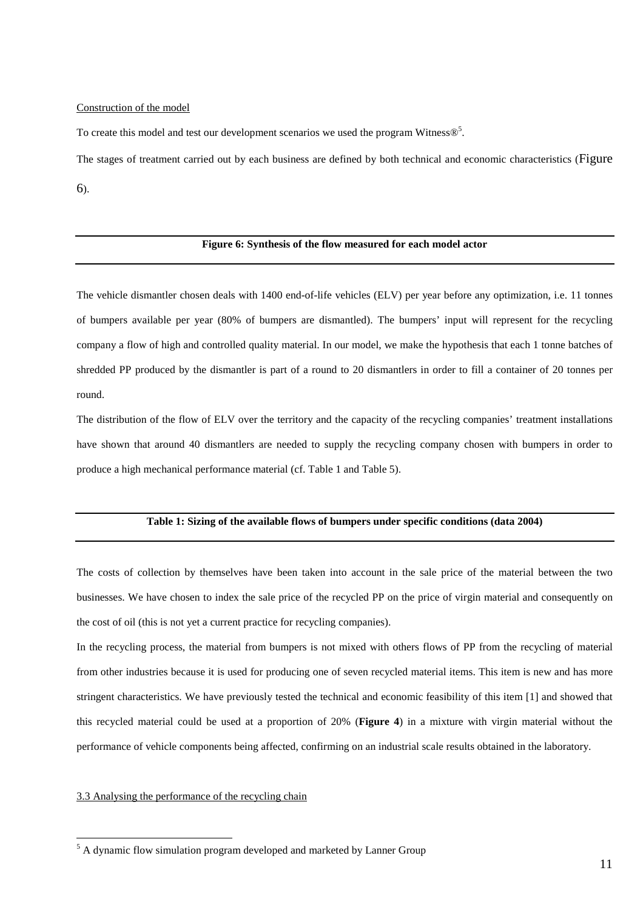Construction of the model

To create this model and test our development scenarios we used the program Witness®[5].

The stages of treatment carried out by each business are defined by both technical and economic characteristics (Figure 6).

**Figure 6: Synthesis of the flow measured for each model actor**

The vehicle dismantler chosen deals with 1400 end-of-life vehicles (ELV) per year before any optimization, i.e. 11 tonnes of bumpers available per year (80% of bumpers are dismantled). The bumpers' input will represent for the recycling company a flow of high and controlled quality material. In our model, we make the hypothesis that each 1 tonne batches of shredded PP produced by the dismantler is part of a round to 20 dismantlers in order to fill a container of 20 tonnes per round.

The distribution of the flow of ELV over the territory and the capacity of the recycling companies' treatment installations have shown that around 40 dismantlers are needed to supply the recycling company chosen with bumpers in order to produce a high mechanical performance material (cf. Table 1 and Table 5).

**Table 1: Sizing of the available flows of bumpers under specific conditions (data 2004)**

The costs of collection by themselves have been taken into account in the sale price of the material between the two businesses. We have chosen to index the sale price of the recycled PP on the price of virgin material and consequently on the cost of oil (this is not yet a current practice for recycling companies).

In the recycling process, the material from bumpers is not mixed with others flows of PP from the recycling of material from other industries because it is used for producing one of seven recycled material items. This item is new and has more stringent characteristics. We have previously tested the technical and economic feasibility of this item [1] and showed that this recycled material could be used at a proportion of 20% (**Figure 4**) in a mixture with virgin material without the performance of vehicle components being affected, confirming on an industrial scale results obtained in the laboratory.

3.3 Analysing the performance of the recycling chain

[5] A dynamic flow simulation program developed and marketed by Lanner Group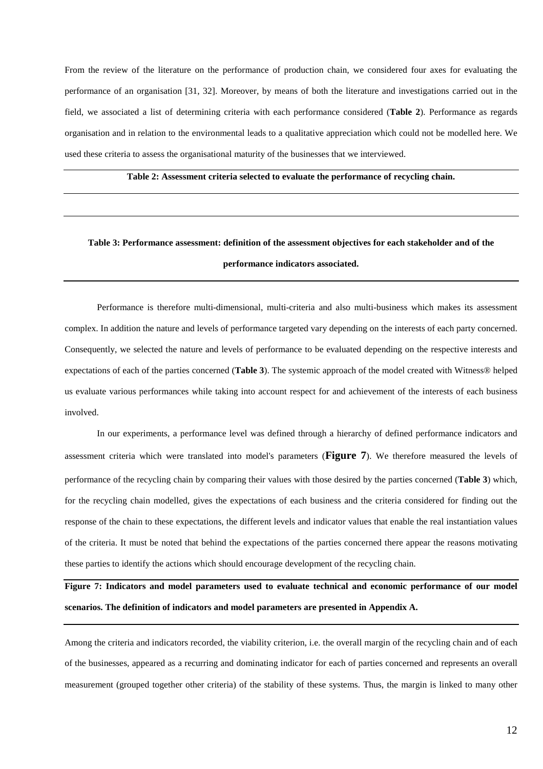From the review of the literature on the performance of production chain, we considered four axes for evaluating the performance of an organisation [31, 32]. Moreover, by means of both the literature and investigations carried out in the field, we associated a list of determining criteria with each performance considered (**Table 2**). Performance as regards organisation and in relation to the environmental leads to a qualitative appreciation which could not be modelled here. We used these criteria to assess the organisational maturity of the businesses that we interviewed.

**Table 2: Assessment criteria selected to evaluate the performance of recycling chain.**

**Table 3: Performance assessment: definition of the assessment objectives for each stakeholder and of the performance indicators associated.**

Performance is therefore multi-dimensional, multi-criteria and also multi-business which makes its assessment complex. In addition the nature and levels of performance targeted vary depending on the interests of each party concerned. Consequently, we selected the nature and levels of performance to be evaluated depending on the respective interests and expectations of each of the parties concerned (**Table 3**). The systemic approach of the model created with Witness® helped us evaluate various performances while taking into account respect for and achievement of the interests of each business involved.

In our experiments, a performance level was defined through a hierarchy of defined performance indicators and assessment criteria which were translated into model's parameters (**Figure 7**). We therefore measured the levels of performance of the recycling chain by comparing their values with those desired by the parties concerned (**Table 3**) which, for the recycling chain modelled, gives the expectations of each business and the criteria considered for finding out the response of the chain to these expectations, the different levels and indicator values that enable the real instantiation values of the criteria. It must be noted that behind the expectations of the parties concerned there appear the reasons motivating these parties to identify the actions which should encourage development of the recycling chain.

**Figure 7: Indicators and model parameters used to evaluate technical and economic performance of our model scenarios. The definition of indicators and model parameters are presented in Appendix A.**

Among the criteria and indicators recorded, the viability criterion, i.e. the overall margin of the recycling chain and of each of the businesses, appeared as a recurring and dominating indicator for each of parties concerned and represents an overall measurement (grouped together other criteria) of the stability of these systems. Thus, the margin is linked to many other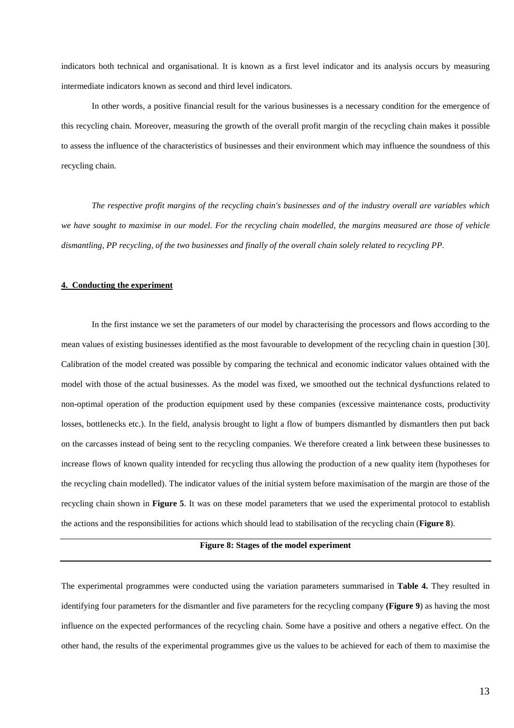indicators both technical and organisational. It is known as a first level indicator and its analysis occurs by measuring intermediate indicators known as second and third level indicators.

In other words, a positive financial result for the various businesses is a necessary condition for the emergence of this recycling chain. Moreover, measuring the growth of the overall profit margin of the recycling chain makes it possible to assess the influence of the characteristics of businesses and their environment which may influence the soundness of this recycling chain.

*The respective profit margins of the recycling chain's businesses and of the industry overall are variables which we have sought to maximise in our model. For the recycling chain modelled, the margins measured are those of vehicle dismantling, PP recycling, of the two businesses and finally of the overall chain solely related to recycling PP.*

## 4. Conducting the experiment

In the first instance we set the parameters of our model by characterising the processors and flows according to the mean values of existing businesses identified as the most favourable to development of the recycling chain in question [30]. Calibration of the model created was possible by comparing the technical and economic indicator values obtained with the model with those of the actual businesses. As the model was fixed, we smoothed out the technical dysfunctions related to non-optimal operation of the production equipment used by these companies (excessive maintenance costs, productivity losses, bottlenecks etc.). In the field, analysis brought to light a flow of bumpers dismantled by dismantlers then put back on the carcasses instead of being sent to the recycling companies. We therefore created a link between these businesses to increase flows of known quality intended for recycling thus allowing the production of a new quality item (hypotheses for the recycling chain modelled). The indicator values of the initial system before maximisation of the margin are those of the recycling chain shown in **Figure 5**. It was on these model parameters that we used the experimental protocol to establish the actions and the responsibilities for actions which should lead to stabilisation of the recycling chain (**Figure 8**).

**Figure 8: Stages of the model experiment**

The experimental programmes were conducted using the variation parameters summarised in **Table 4.** They resulted in identifying four parameters for the dismantler and five parameters for the recycling company **(Figure 9**) as having the most influence on the expected performances of the recycling chain. Some have a positive and others a negative effect. On the other hand, the results of the experimental programmes give us the values to be achieved for each of them to maximise the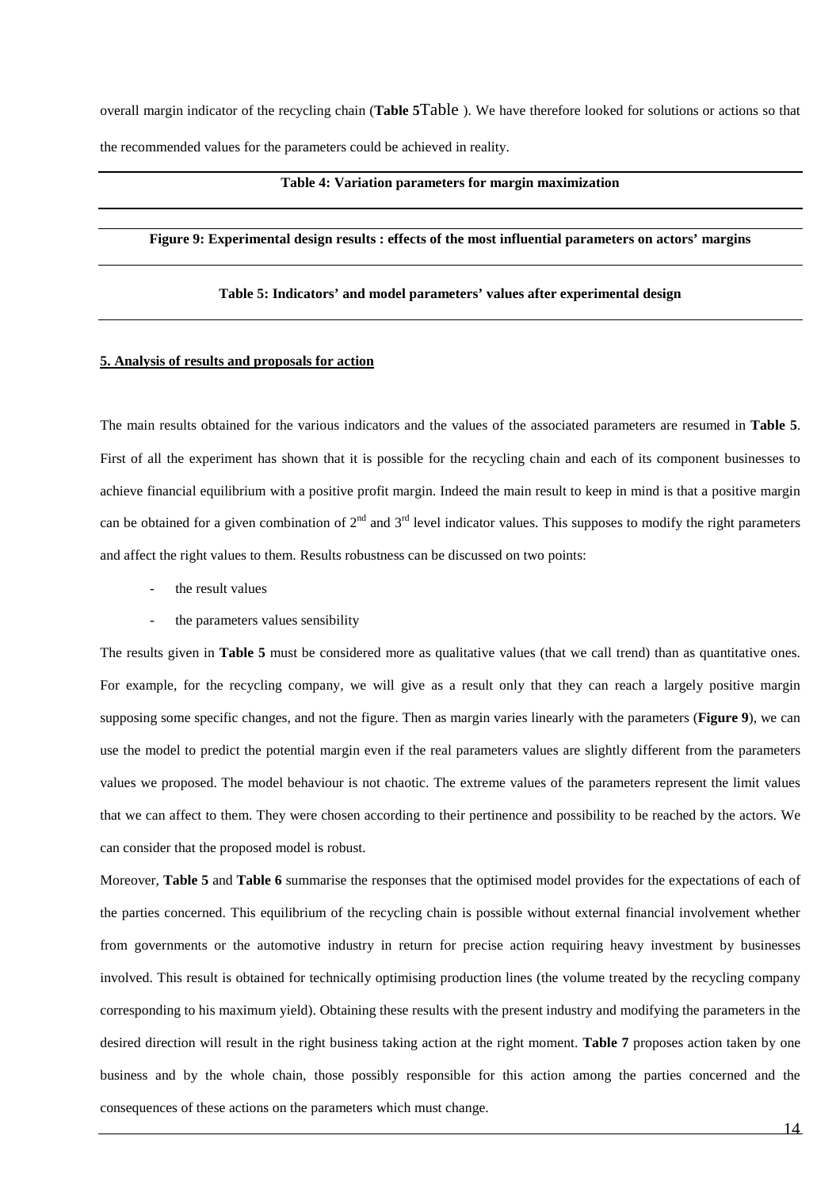overall margin indicator of the recycling chain (**Table 5**Table ). We have therefore looked for solutions or actions so that the recommended values for the parameters could be achieved in reality.

**Table 4: Variation parameters for margin maximization**

**Figure 9: Experimental design results : effects of the most influential parameters on actors' margins**

**Table 5: Indicators' and model parameters' values after experimental design**

## 5. Analysis of results and proposals for action

The main results obtained for the various indicators and the values of the associated parameters are resumed in **Table 5**. First of all the experiment has shown that it is possible for the recycling chain and each of its component businesses to achieve financial equilibrium with a positive profit margin. Indeed the main result to keep in mind is that a positive margin can be obtained for a given combination of 2nd and 3rd level indicator values. This supposes to modify the right parameters and affect the right values to them. Results robustness can be discussed on two points:

- the result values
- the parameters values sensibility

The results given in **Table 5** must be considered more as qualitative values (that we call trend) than as quantitative ones. For example, for the recycling company, we will give as a result only that they can reach a largely positive margin supposing some specific changes, and not the figure. Then as margin varies linearly with the parameters (**Figure 9**), we can use the model to predict the potential margin even if the real parameters values are slightly different from the parameters values we proposed. The model behaviour is not chaotic. The extreme values of the parameters represent the limit values that we can affect to them. They were chosen according to their pertinence and possibility to be reached by the actors. We can consider that the proposed model is robust.

Moreover, **Table 5** and **Table 6** summarise the responses that the optimised model provides for the expectations of each of the parties concerned. This equilibrium of the recycling chain is possible without external financial involvement whether from governments or the automotive industry in return for precise action requiring heavy investment by businesses involved. This result is obtained for technically optimising production lines (the volume treated by the recycling company corresponding to his maximum yield). Obtaining these results with the present industry and modifying the parameters in the desired direction will result in the right business taking action at the right moment. **Table 7** proposes action taken by one business and by the whole chain, those possibly responsible for this action among the parties concerned and the consequences of these actions on the parameters which must change.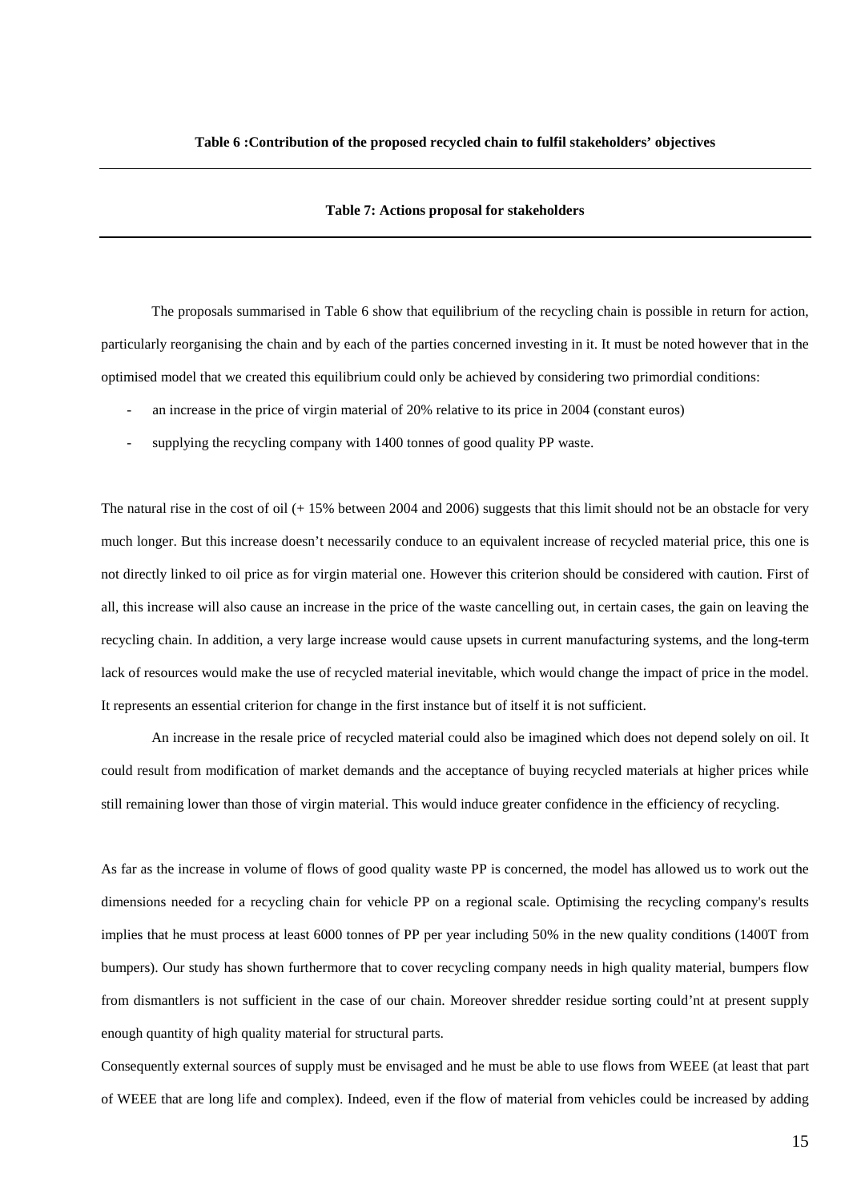**Table 6 :Contribution of the proposed recycled chain to fulfil stakeholders' objectives**

---

**Table 7: Actions proposal for stakeholders**

---

The proposals summarised in Table 6 show that equilibrium of the recycling chain is possible in return for action, particularly reorganising the chain and by each of the parties concerned investing in it. It must be noted however that in the optimised model that we created this equilibrium could only be achieved by considering two primordial conditions:

- an increase in the price of virgin material of 20% relative to its price in 2004 (constant euros)
- supplying the recycling company with 1400 tonnes of good quality PP waste.

The natural rise in the cost of oil (+ 15% between 2004 and 2006) suggests that this limit should not be an obstacle for very much longer. But this increase doesn't necessarily conduce to an equivalent increase of recycled material price, this one is not directly linked to oil price as for virgin material one. However this criterion should be considered with caution. First of all, this increase will also cause an increase in the price of the waste cancelling out, in certain cases, the gain on leaving the recycling chain. In addition, a very large increase would cause upsets in current manufacturing systems, and the long-term lack of resources would make the use of recycled material inevitable, which would change the impact of price in the model. It represents an essential criterion for change in the first instance but of itself it is not sufficient.

An increase in the resale price of recycled material could also be imagined which does not depend solely on oil. It could result from modification of market demands and the acceptance of buying recycled materials at higher prices while still remaining lower than those of virgin material. This would induce greater confidence in the efficiency of recycling.

As far as the increase in volume of flows of good quality waste PP is concerned, the model has allowed us to work out the dimensions needed for a recycling chain for vehicle PP on a regional scale. Optimising the recycling company's results implies that he must process at least 6000 tonnes of PP per year including 50% in the new quality conditions (1400T from bumpers). Our study has shown furthermore that to cover recycling company needs in high quality material, bumpers flow from dismantlers is not sufficient in the case of our chain. Moreover shredder residue sorting could'nt at present supply enough quantity of high quality material for structural parts.

Consequently external sources of supply must be envisaged and he must be able to use flows from WEEE (at least that part of WEEE that are long life and complex). Indeed, even if the flow of material from vehicles could be increased by adding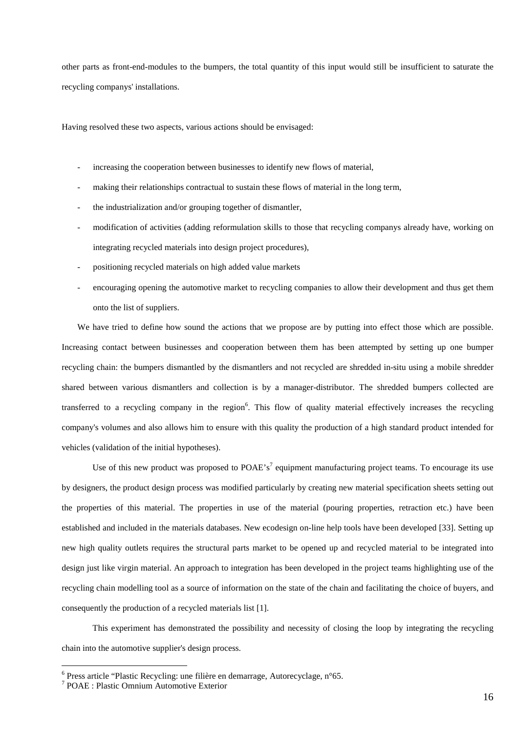other parts as front-end-modules to the bumpers, the total quantity of this input would still be insufficient to saturate the recycling companys' installations.

Having resolved these two aspects, various actions should be envisaged:

- increasing the cooperation between businesses to identify new flows of material,
- making their relationships contractual to sustain these flows of material in the long term,
- the industrialization and/or grouping together of dismantler,
- modification of activities (adding reformulation skills to those that recycling companys already have, working on integrating recycled materials into design project procedures),
- positioning recycled materials on high added value markets
- encouraging opening the automotive market to recycling companies to allow their development and thus get them onto the list of suppliers.

We have tried to define how sound the actions that we propose are by putting into effect those which are possible. Increasing contact between businesses and cooperation between them has been attempted by setting up one bumper recycling chain: the bumpers dismantled by the dismantlers and not recycled are shredded in-situ using a mobile shredder shared between various dismantlers and collection is by a manager-distributor. The shredded bumpers collected are transferred to a recycling company in the region[6]. This flow of quality material effectively increases the recycling company's volumes and also allows him to ensure with this quality the production of a high standard product intended for vehicles (validation of the initial hypotheses).

Use of this new product was proposed to POAE's[7] equipment manufacturing project teams. To encourage its use by designers, the product design process was modified particularly by creating new material specification sheets setting out the properties of this material. The properties in use of the material (pouring properties, retraction etc.) have been established and included in the materials databases. New ecodesign on-line help tools have been developed [33]. Setting up new high quality outlets requires the structural parts market to be opened up and recycled material to be integrated into design just like virgin material. An approach to integration has been developed in the project teams highlighting use of the recycling chain modelling tool as a source of information on the state of the chain and facilitating the choice of buyers, and consequently the production of a recycled materials list [1].

This experiment has demonstrated the possibility and necessity of closing the loop by integrating the recycling chain into the automotive supplier's design process.

[6] Press article "Plastic Recycling: une filière en demarrage, Autorecyclage, n°65.

[7] POAE : Plastic Omnium Automotive Exterior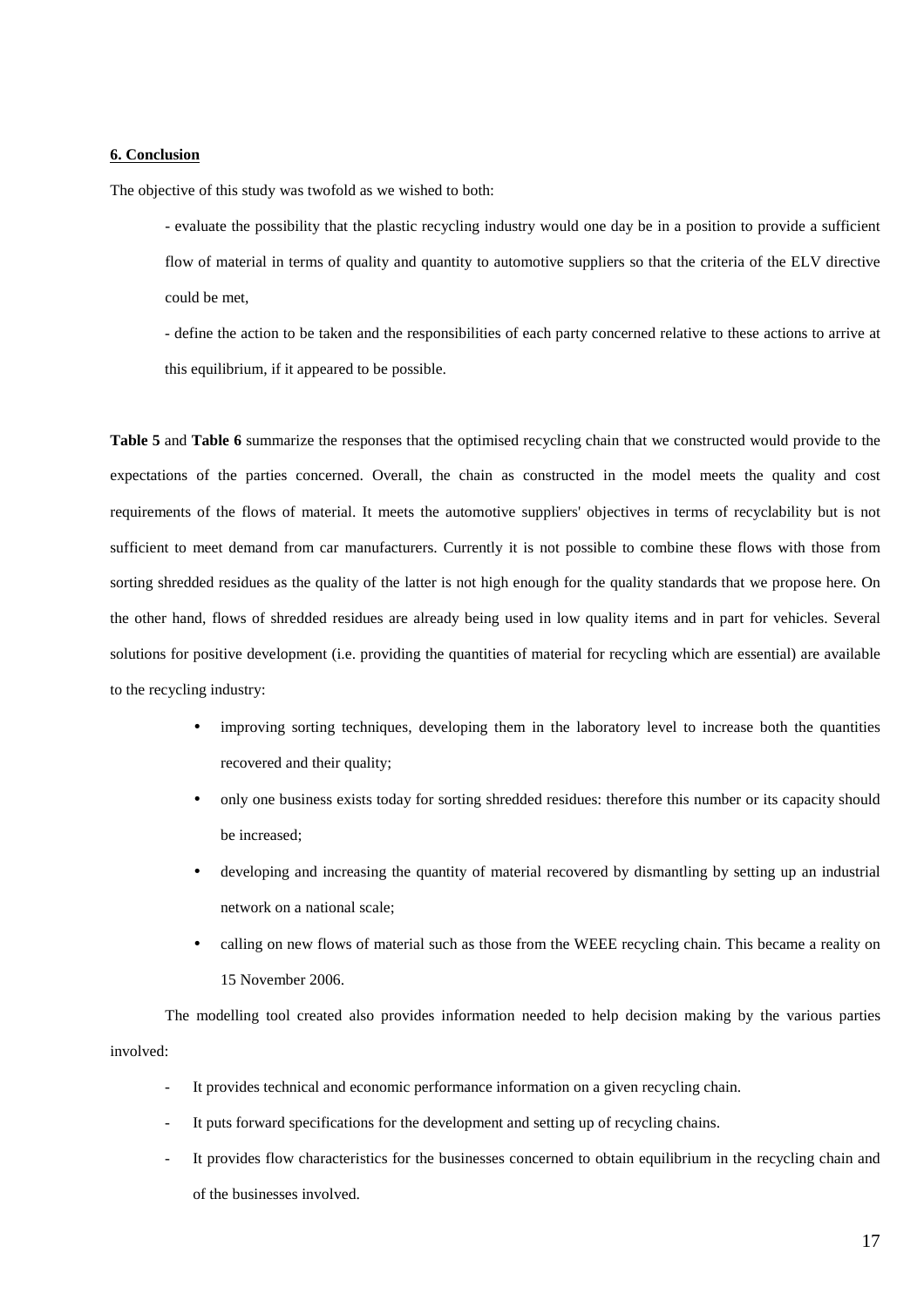## 6. Conclusion

The objective of this study was twofold as we wished to both:

- evaluate the possibility that the plastic recycling industry would one day be in a position to provide a sufficient flow of material in terms of quality and quantity to automotive suppliers so that the criteria of the ELV directive could be met,
- define the action to be taken and the responsibilities of each party concerned relative to these actions to arrive at this equilibrium, if it appeared to be possible.

**Table 5** and **Table 6** summarize the responses that the optimised recycling chain that we constructed would provide to the expectations of the parties concerned. Overall, the chain as constructed in the model meets the quality and cost requirements of the flows of material. It meets the automotive suppliers' objectives in terms of recyclability but is not sufficient to meet demand from car manufacturers. Currently it is not possible to combine these flows with those from sorting shredded residues as the quality of the latter is not high enough for the quality standards that we propose here. On the other hand, flows of shredded residues are already being used in low quality items and in part for vehicles. Several solutions for positive development (i.e. providing the quantities of material for recycling which are essential) are available to the recycling industry:

- improving sorting techniques, developing them in the laboratory level to increase both the quantities recovered and their quality;
- only one business exists today for sorting shredded residues: therefore this number or its capacity should be increased;
- developing and increasing the quantity of material recovered by dismantling by setting up an industrial network on a national scale;
- calling on new flows of material such as those from the WEEE recycling chain. This became a reality on 15 November 2006.

The modelling tool created also provides information needed to help decision making by the various parties involved:

- It provides technical and economic performance information on a given recycling chain.
- It puts forward specifications for the development and setting up of recycling chains.
- It provides flow characteristics for the businesses concerned to obtain equilibrium in the recycling chain and of the businesses involved.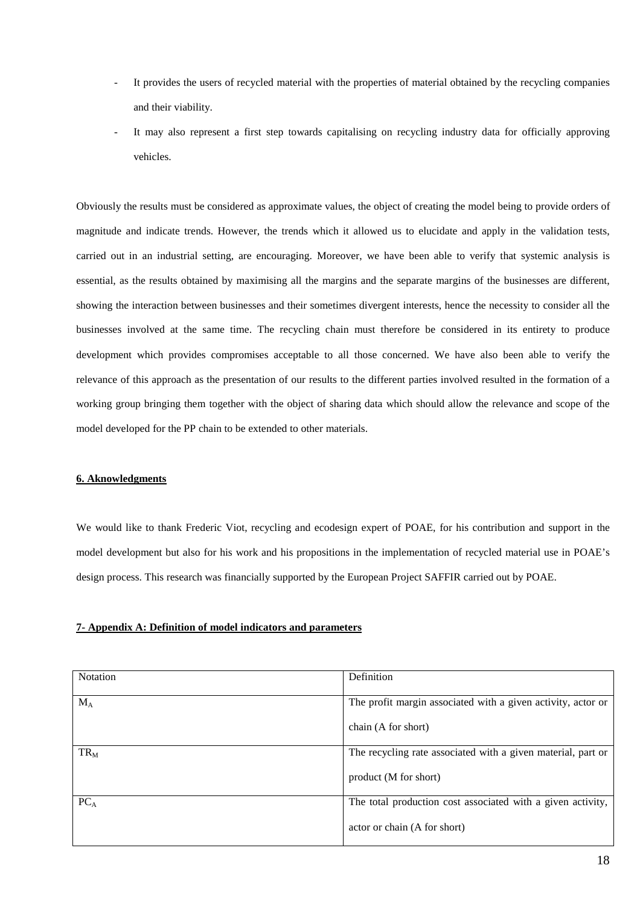- It provides the users of recycled material with the properties of material obtained by the recycling companies and their viability.
- It may also represent a first step towards capitalising on recycling industry data for officially approving vehicles.

Obviously the results must be considered as approximate values, the object of creating the model being to provide orders of magnitude and indicate trends. However, the trends which it allowed us to elucidate and apply in the validation tests, carried out in an industrial setting, are encouraging. Moreover, we have been able to verify that systemic analysis is essential, as the results obtained by maximising all the margins and the separate margins of the businesses are different, showing the interaction between businesses and their sometimes divergent interests, hence the necessity to consider all the businesses involved at the same time. The recycling chain must therefore be considered in its entirety to produce development which provides compromises acceptable to all those concerned. We have also been able to verify the relevance of this approach as the presentation of our results to the different parties involved resulted in the formation of a working group bringing them together with the object of sharing data which should allow the relevance and scope of the model developed for the PP chain to be extended to other materials.

## 6. Aknowledgments

We would like to thank Frederic Viot, recycling and ecodesign expert of POAE, for his contribution and support in the model development but also for his work and his propositions in the implementation of recycled material use in POAE's design process. This research was financially supported by the European Project SAFFIR carried out by POAE.

## 7- Appendix A: Definition of model indicators and parameters

| Notation | Definition |
| --- | --- |
| $M_A$ | The profit margin associated with a given activity, actor or chain (A for short) |
| $TR_M$ | The recycling rate associated with a given material, part or product (M for short) |
| $PC_A$ | The total production cost associated with a given activity, actor or chain (A for short) |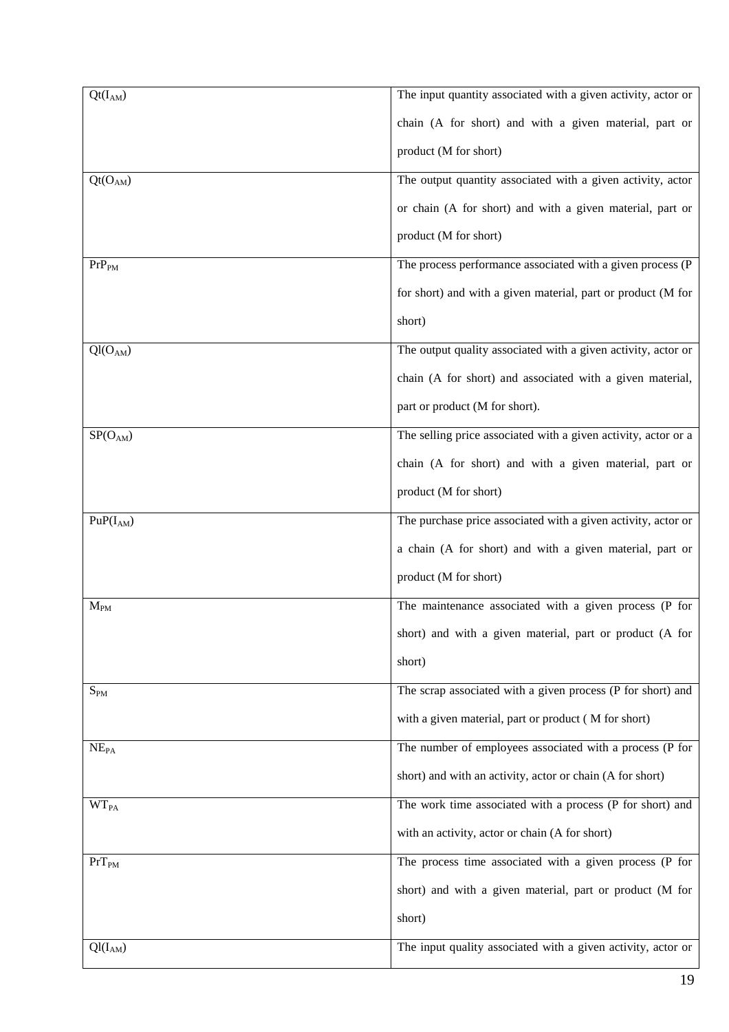| | |
|---|---|
| $Qt(I_{AM})$ | The input quantity associated with a given activity, actor or chain (A for short) and with a given material, part or product (M for short) |
| $Qt(O_{AM})$ | The output quantity associated with a given activity, actor or chain (A for short) and with a given material, part or product (M for short) |
| $PrP_{PM}$ | The process performance associated with a given process (P for short) and with a given material, part or product (M for short) |
| $Ql(O_{AM})$ | The output quality associated with a given activity, actor or chain (A for short) and associated with a given material, part or product (M for short). |
| $SP(O_{AM})$ | The selling price associated with a given activity, actor or a chain (A for short) and with a given material, part or product (M for short) |
| $PuP(I_{AM})$ | The purchase price associated with a given activity, actor or a chain (A for short) and with a given material, part or product (M for short) |
| $M_{PM}$ | The maintenance associated with a given process (P for short) and with a given material, part or product (A for short) |
| $S_{PM}$ | The scrap associated with a given process (P for short) and with a given material, part or product ( M for short) |
| $NE_{PA}$ | The number of employees associated with a process (P for short) and with an activity, actor or chain (A for short) |
| $WT_{PA}$ | The work time associated with a process (P for short) and with an activity, actor or chain (A for short) |
| $PrT_{PM}$ | The process time associated with a given process (P for short) and with a given material, part or product (M for short) |
| $Ql(I_{AM})$ | The input quality associated with a given activity, actor or |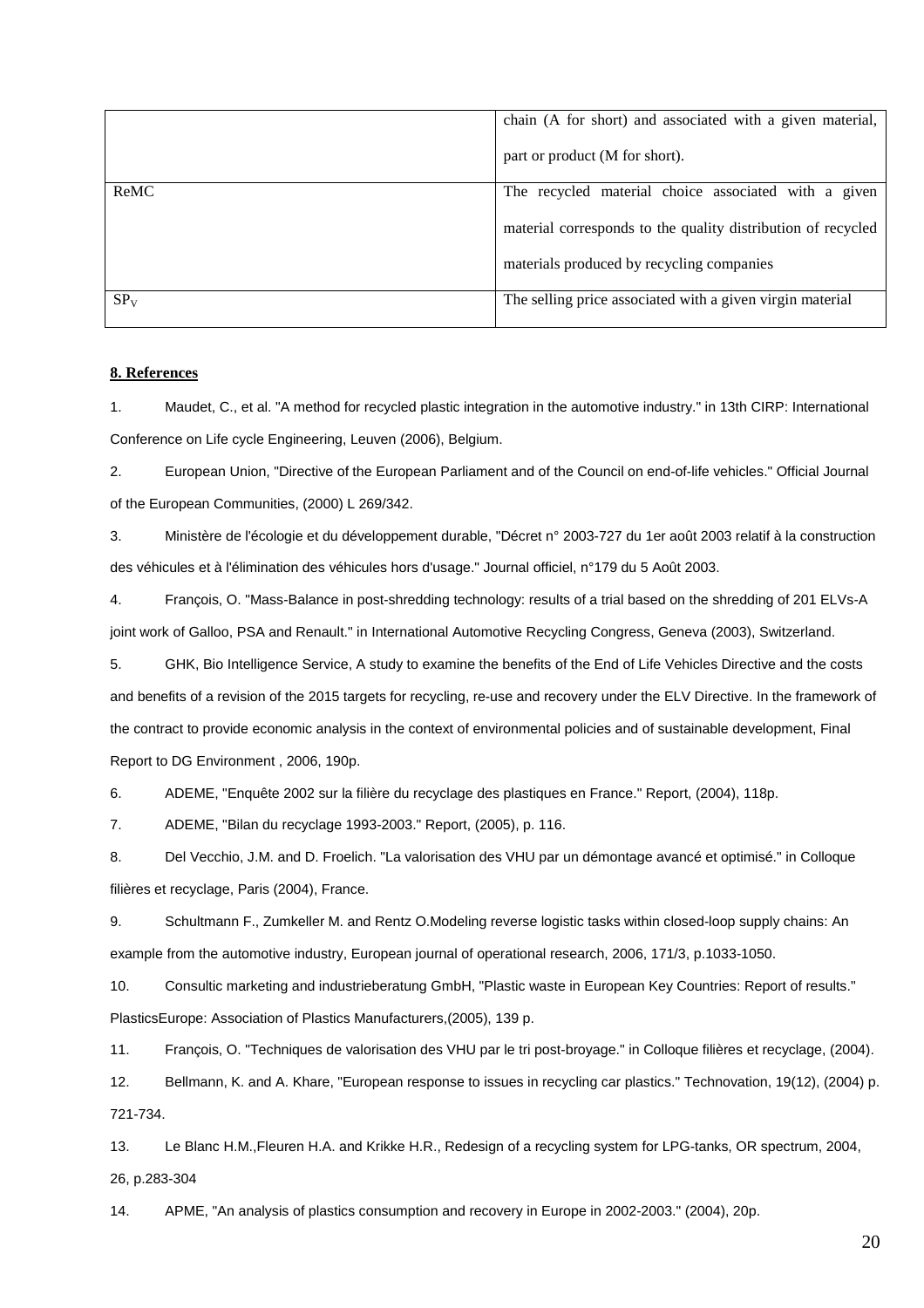| | |
|---|---|
| | chain (A for short) and associated with a given material, part or product (M for short). |
| ReMC | The recycled material choice associated with a given material corresponds to the quality distribution of recycled materials produced by recycling companies |
| $SP_V$ | The selling price associated with a given virgin material |

## 8. References

1. Maudet, C., et al. "A method for recycled plastic integration in the automotive industry." in 13th CIRP: International Conference on Life cycle Engineering, Leuven (2006), Belgium.

2. European Union, "Directive of the European Parliament and of the Council on end-of-life vehicles." Official Journal of the European Communities, (2000) L 269/342.

3. Ministère de l'écologie et du développement durable, "Décret n° 2003-727 du 1er août 2003 relatif à la construction des véhicules et à l'élimination des véhicules hors d'usage." Journal officiel, n°179 du 5 Août 2003.

4. François, O. "Mass-Balance in post-shredding technology: results of a trial based on the shredding of 201 ELVs-A joint work of Galloo, PSA and Renault." in International Automotive Recycling Congress, Geneva (2003), Switzerland.

5. GHK, Bio Intelligence Service, A study to examine the benefits of the End of Life Vehicles Directive and the costs and benefits of a revision of the 2015 targets for recycling, re-use and recovery under the ELV Directive. In the framework of the contract to provide economic analysis in the context of environmental policies and of sustainable development, Final Report to DG Environment , 2006, 190p.

6. ADEME, "Enquête 2002 sur la filière du recyclage des plastiques en France." Report, (2004), 118p.

7. ADEME, "Bilan du recyclage 1993-2003." Report, (2005), p. 116.

8. Del Vecchio, J.M. and D. Froelich. "La valorisation des VHU par un démontage avancé et optimisé." in Colloque filières et recyclage, Paris (2004), France.

9. Schultmann F., Zumkeller M. and Rentz O.Modeling reverse logistic tasks within closed-loop supply chains: An example from the automotive industry, European journal of operational research, 2006, 171/3, p.1033-1050.

10. Consultic marketing and industrieberatung GmbH, "Plastic waste in European Key Countries: Report of results." PlasticsEurope: Association of Plastics Manufacturers,(2005), 139 p.

11. François, O. "Techniques de valorisation des VHU par le tri post-broyage." in Colloque filières et recyclage, (2004).

12. Bellmann, K. and A. Khare, "European response to issues in recycling car plastics." Technovation, 19(12), (2004) p. 721-734.

13. Le Blanc H.M.,Fleuren H.A. and Krikke H.R., Redesign of a recycling system for LPG-tanks, OR spectrum, 2004, 26, p.283-304

14. APME, "An analysis of plastics consumption and recovery in Europe in 2002-2003." (2004), 20p.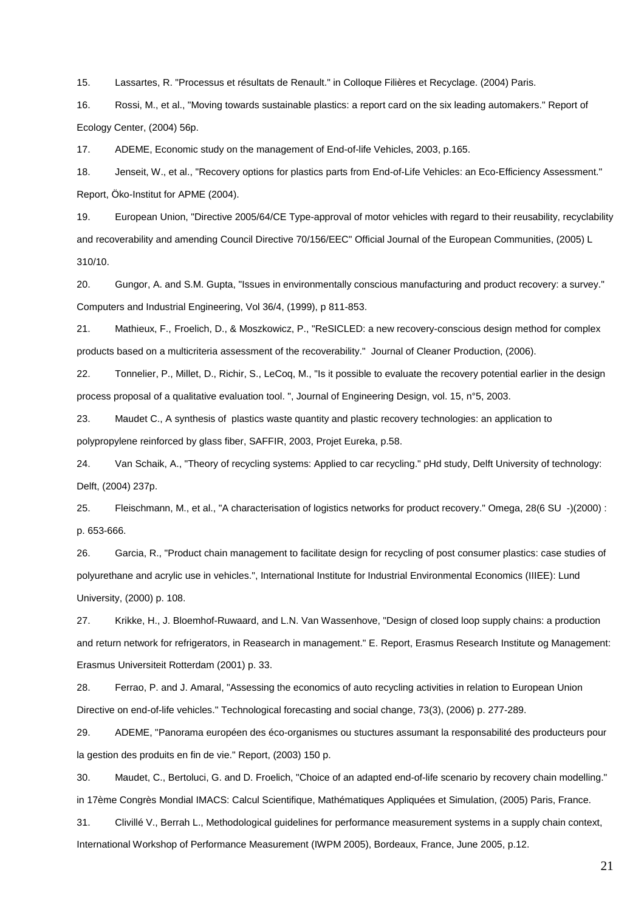15. Lassartes, R. "Processus et résultats de Renault." in Colloque Filières et Recyclage. (2004) Paris.

16. Rossi, M., et al., "Moving towards sustainable plastics: a report card on the six leading automakers." Report of Ecology Center, (2004) 56p.

17. ADEME, Economic study on the management of End-of-life Vehicles, 2003, p.165.

18. Jenseit, W., et al., "Recovery options for plastics parts from End-of-Life Vehicles: an Eco-Efficiency Assessment." Report, Öko-Institut for APME (2004).

19. European Union, "Directive 2005/64/CE Type-approval of motor vehicles with regard to their reusability, recyclability and recoverability and amending Council Directive 70/156/EEC" Official Journal of the European Communities, (2005) L 310/10.

20. Gungor, A. and S.M. Gupta, "Issues in environmentally conscious manufacturing and product recovery: a survey." Computers and Industrial Engineering, Vol 36/4, (1999), p 811-853.

21. Mathieux, F., Froelich, D., & Moszkowicz, P., "ReSICLED: a new recovery-conscious design method for complex products based on a multicriteria assessment of the recoverability." Journal of Cleaner Production, (2006).

22. Tonnelier, P., Millet, D., Richir, S., LeCoq, M., "Is it possible to evaluate the recovery potential earlier in the design process proposal of a qualitative evaluation tool. ", Journal of Engineering Design, vol. 15, n°5, 2003.

23. Maudet C., A synthesis of plastics waste quantity and plastic recovery technologies: an application to polypropylene reinforced by glass fiber, SAFFIR, 2003, Projet Eureka, p.58.

24. Van Schaik, A., "Theory of recycling systems: Applied to car recycling." pHd study, Delft University of technology: Delft, (2004) 237p.

25. Fleischmann, M., et al., "A characterisation of logistics networks for product recovery." Omega, 28(6 SU -)(2000) : p. 653-666.

26. Garcia, R., "Product chain management to facilitate design for recycling of post consumer plastics: case studies of polyurethane and acrylic use in vehicles.", International Institute for Industrial Environmental Economics (IIIEE): Lund University, (2000) p. 108.

27. Krikke, H., J. Bloemhof-Ruwaard, and L.N. Van Wassenhove, "Design of closed loop supply chains: a production and return network for refrigerators, in Reasearch in management." E. Report, Erasmus Research Institute og Management: Erasmus Universiteit Rotterdam (2001) p. 33.

28. Ferrao, P. and J. Amaral, "Assessing the economics of auto recycling activities in relation to European Union Directive on end-of-life vehicles." Technological forecasting and social change, 73(3), (2006) p. 277-289.

29. ADEME, "Panorama européen des éco-organismes ou stuctures assumant la responsabilité des producteurs pour la gestion des produits en fin de vie." Report, (2003) 150 p.

30. Maudet, C., Bertoluci, G. and D. Froelich, "Choice of an adapted end-of-life scenario by recovery chain modelling." in 17ème Congrès Mondial IMACS: Calcul Scientifique, Mathématiques Appliquées et Simulation, (2005) Paris, France.

31. Clivillé V., Berrah L., Methodological guidelines for performance measurement systems in a supply chain context, International Workshop of Performance Measurement (IWPM 2005), Bordeaux, France, June 2005, p.12.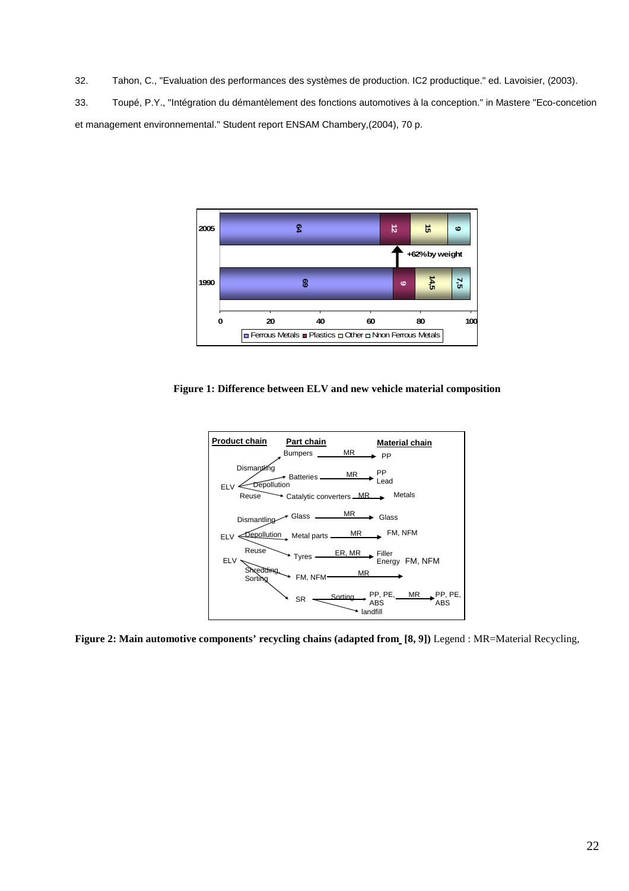32. Tahon, C., "Evaluation des performances des systèmes de production. IC2 productique." ed. Lavoisier, (2003).

33. Toupé, P.Y., "Intégration du démantèlement des fonctions automotives à la conception." in Mastere "Eco-concetion et management environnemental." Student report ENSAM Chambery,(2004), 70 p.

**Figure 1: Difference between ELV and new vehicle material composition**

**Figure 2: Main automotive components' recycling chains (adapted from [8, 9])** Legend : MR=Material Recycling,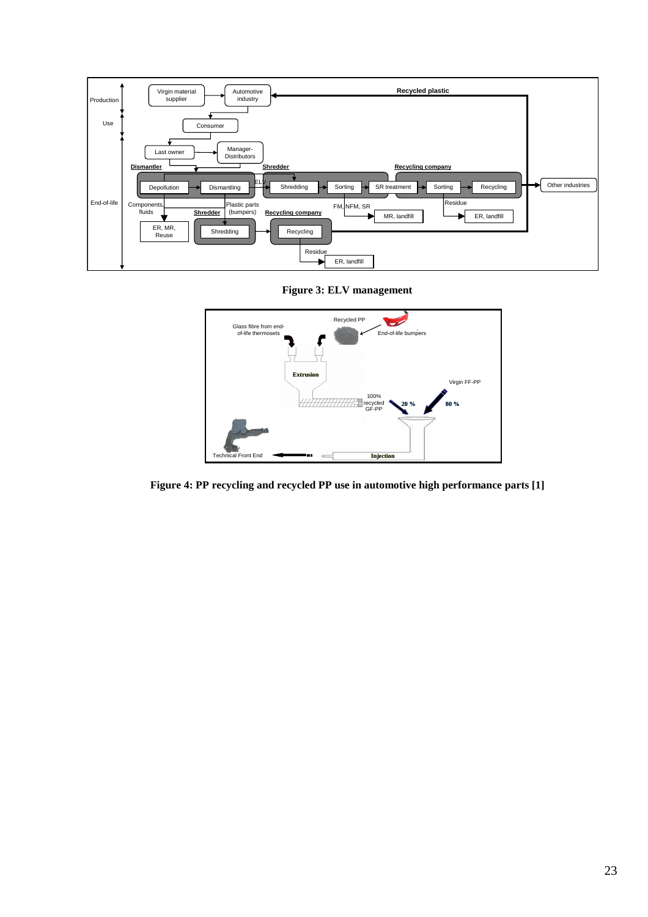**Figure 3: ELV management**

**Figure 4: PP recycling and recycled PP use in automotive high performance parts [1]**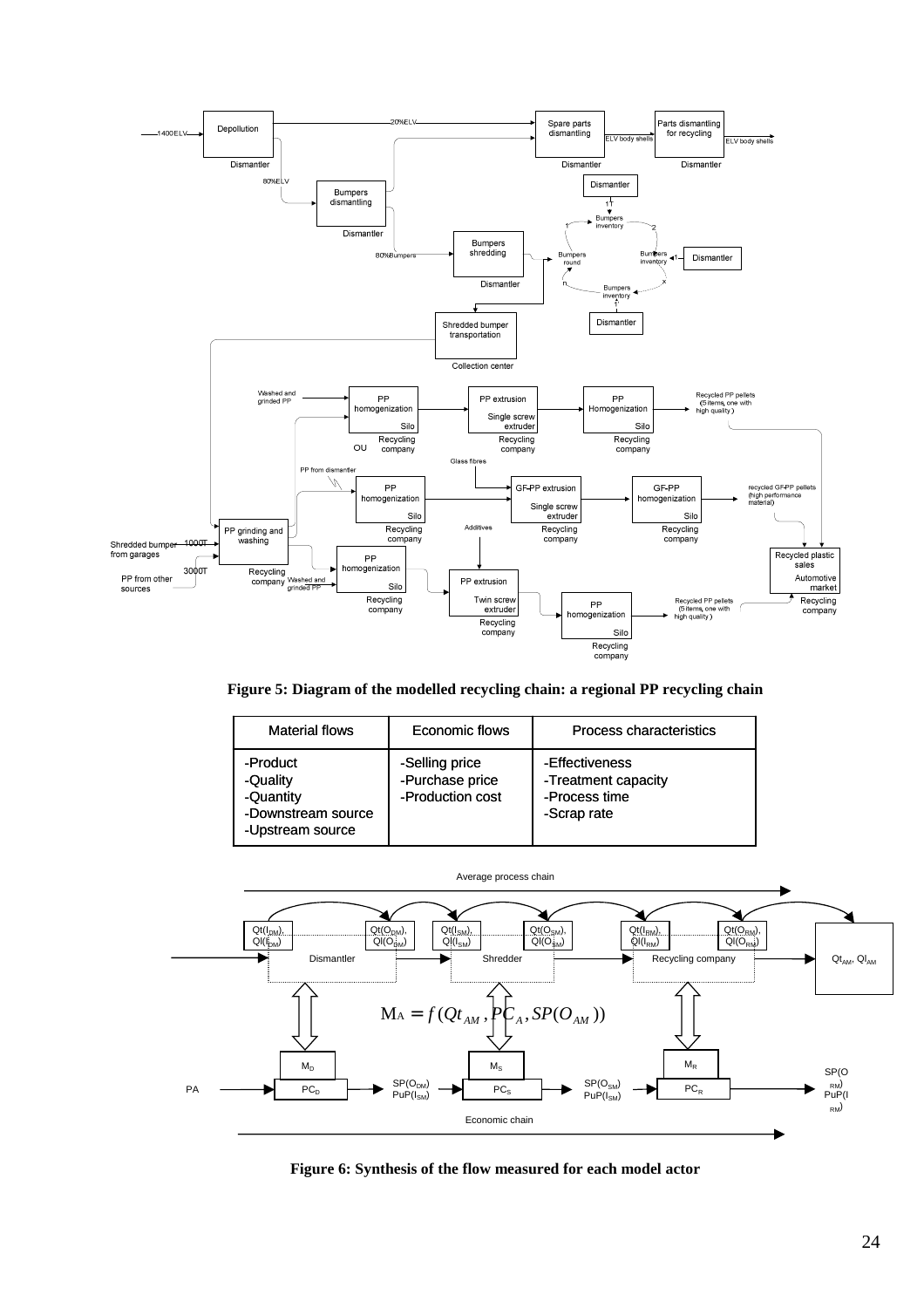**Figure 5: Diagram of the modelled recycling chain: a regional PP recycling chain**

| Material flows | Economic flows | Process characteristics |
| --- | --- | --- |
| -Product<br>-Quality<br>-Quantity<br>-Downstream source<br>-Upstream source | -Selling price<br>-Purchase price<br>-Production cost | -Effectiveness<br>-Treatment capacity<br>-Process time<br>-Scrap rate |

$$M_A = f(Qt_{AM}, PC_A, SP(O_{AM}))$$

**Figure 6: Synthesis of the flow measured for each model actor**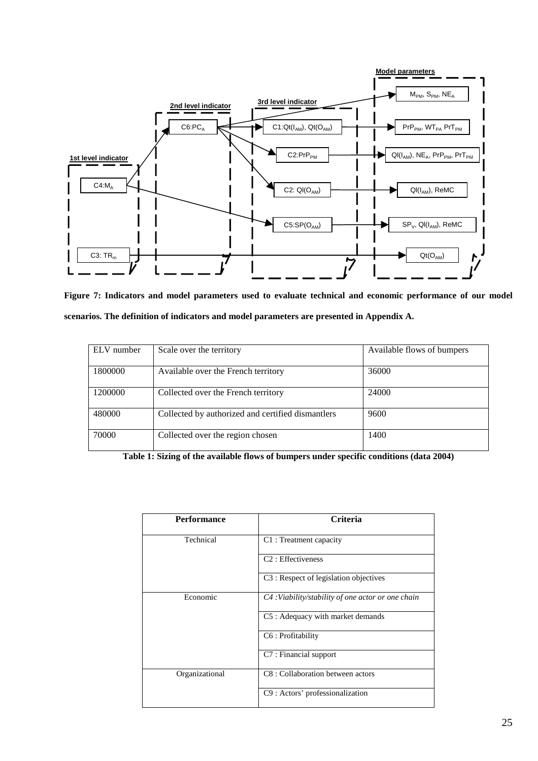**Figure 7: Indicators and model parameters used to evaluate technical and economic performance of our model scenarios. The definition of indicators and model parameters are presented in Appendix A.**

| ELV number | Scale over the territory | Available flows of bumpers |
|---|---|---|
| 1800000 | Available over the French territory | 36000 |
| 1200000 | Collected over the French territory | 24000 |
| 480000 | Collected by authorized and certified dismantlers | 9600 |
| 70000 | Collected over the region chosen | 1400 |

**Table 1: Sizing of the available flows of bumpers under specific conditions (data 2004)**

| Performance | Criteria |
|---|---|
| Technical | C1 : Treatment capacity |
| | C2 : Effectiveness |
| | C3 : Respect of legislation objectives |
| Economic | *C4 :Viability/stability of one actor or one chain* |
| | C5 : Adequacy with market demands |
| | C6 : Profitability |
| | C7 : Financial support |
| Organizational | C8 : Collaboration between actors |
| | C9 : Actors' professionalization |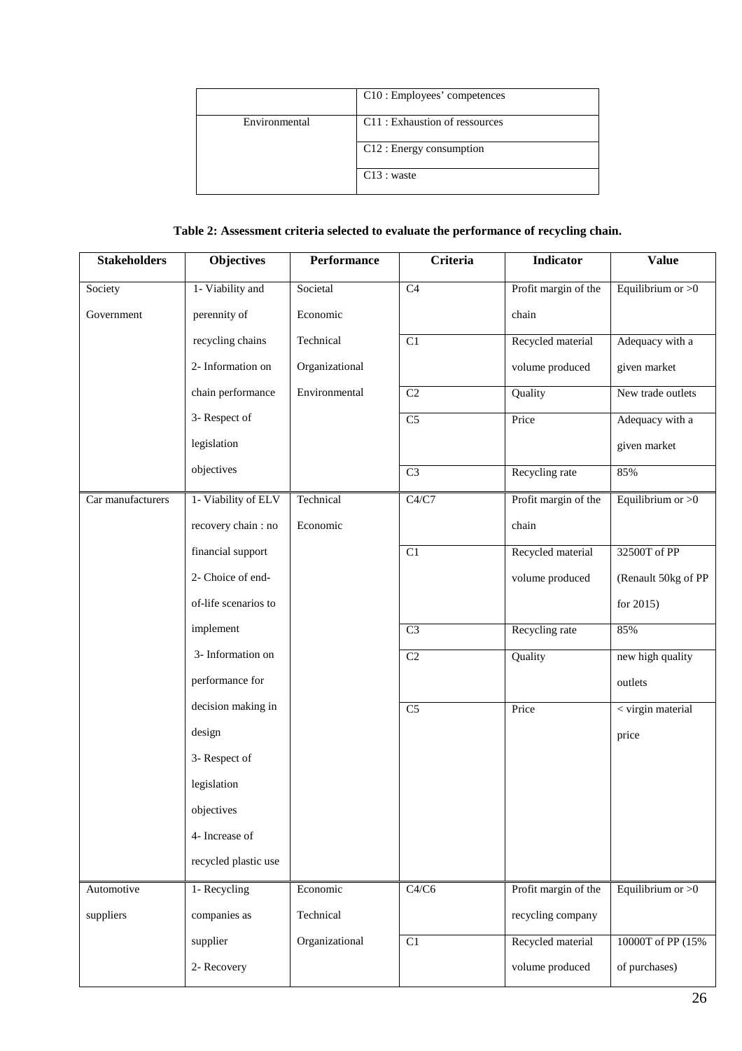| | |
|---|---|
| | C10 : Employees' competences |
| Environmental | C11 : Exhaustion of ressources |
| | C12 : Energy consumption |
| | C13 : waste |

**Table 2: Assessment criteria selected to evaluate the performance of recycling chain.**

| Stakeholders | Objectives | Performance | Criteria | Indicator | Value |
|---|---|---|---|---|---|
| Society Government | 1- Viability and perennity of recycling chains 2- Information on chain performance 3- Respect of legislation objectives | Societal Economic Technical Organizational Environmental | C4 | Profit margin of the chain | Equilibrium or >0 |
| | | | C1 | Recycled material volume produced | Adequacy with a given market |
| | | | C2 | Quality | New trade outlets |
| | | | C5 | Price | Adequacy with a given market |
| | | | C3 | Recycling rate | 85% |
| Car manufacturers | 1- Viability of ELV recovery chain : no financial support 2- Choice of end-of-life scenarios to implement 3- Information on performance for decision making in design 3- Respect of legislation objectives 4- Increase of recycled plastic use | Technical Economic | C4/C7 | Profit margin of the chain | Equilibrium or >0 |
| | | | C1 | Recycled material volume produced | 32500T of PP (Renault 50kg of PP for 2015) |
| | | | C3 | Recycling rate | 85% |
| | | | C2 | Quality | new high quality outlets |
| | | | C5 | Price | < virgin material price |
| Automotive suppliers | 1- Recycling companies as supplier 2- Recovery | Economic Technical Organizational | C4/C6 | Profit margin of the recycling company | Equilibrium or >0 |
| | | | C1 | Recycled material volume produced | 10000T of PP (15% of purchases) |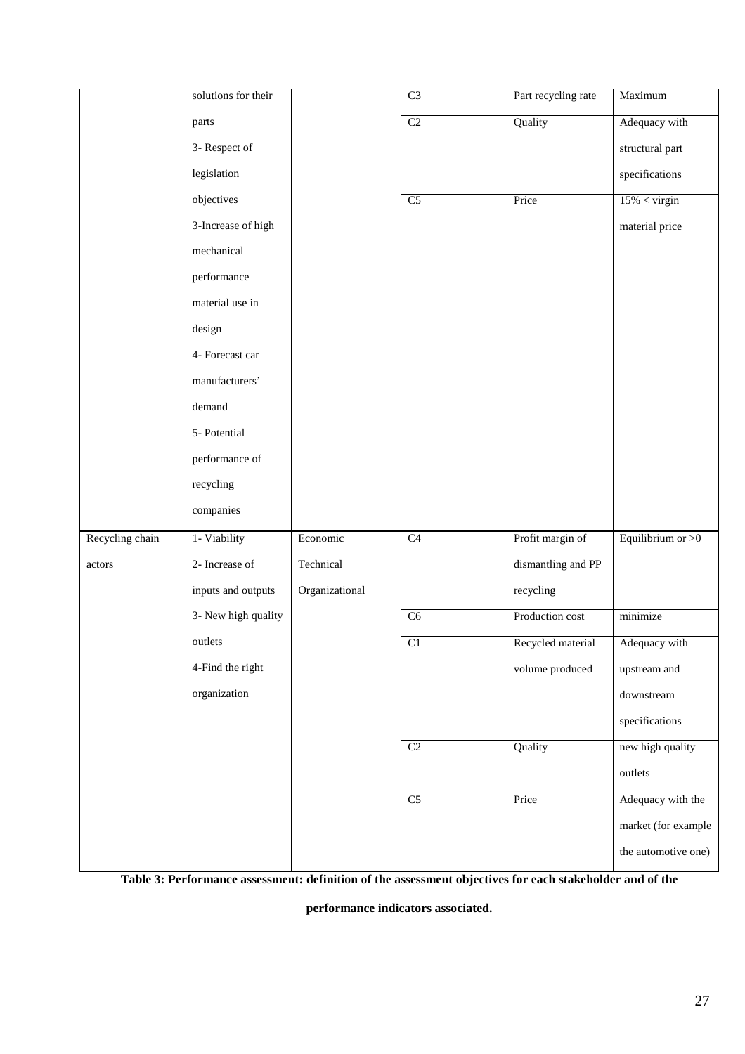| | | | | | |
|---|---|---|---|---|---|
| | solutions for their parts 3- Respect of legislation objectives 3-Increase of high mechanical performance material use in design 4- Forecast car manufacturers' demand 5- Potential performance of recycling companies | | C3 | Part recycling rate | Maximum |
| | | | C2 | Quality | Adequacy with structural part specifications |
| | | | C5 | Price | 15% < virgin material price |
| Recycling chain actors | 1- Viability 2- Increase of inputs and outputs 3- New high quality outlets 4-Find the right organization | Economic Technical Organizational | C4 | Profit margin of dismantling and PP recycling | Equilibrium or >0 |
| | | | C6 | Production cost | minimize |
| | | | C1 | Recycled material volume produced | Adequacy with upstream and downstream specifications |
| | | | C2 | Quality | new high quality outlets |
| | | | C5 | Price | Adequacy with the market (for example the automotive one) |

**Table 3: Performance assessment: definition of the assessment objectives for each stakeholder and of the performance indicators associated.**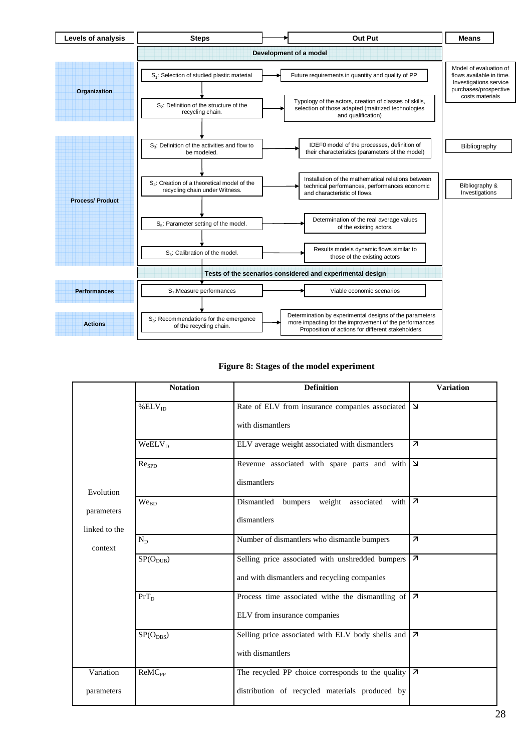| Levels of analysis | Steps | Out Put | Means |
|---|---|---|---|
| | **Development of a model** | | |
| Organization | $S_1$: Selection of studied plastic material | Future requirements in quantity and quality of PP | Model of evaluation of flows available in time. Investigations service purchases/prospective costs materials |
| Organization | $S_2$: Definition of the structure of the recycling chain. | Typology of the actors, creation of classes of skills, selection of those adapted (maitrized technologies and qualification) | |
| Process/ Product | $S_3$: Definition of the activities and flow to be modeled. | IDEF0 model of the processes, definition of their characteristics (parameters of the model) | Bibliography |
| Process/ Product | $S_4$: Creation of a theoretical model of the recycling chain under Witness. | Installation of the mathematical relations between technical performances, performances economic and characteristic of flows. | Bibliography & Investigations |
| Process/ Product | $S_5$: Parameter setting of the model. | Determination of the real average values of the existing actors. | |
| Process/ Product | $S_6$: Calibration of the model. | Results models dynamic flows similar to those of the existing actors | |
| | **Tests of the scenarios considered and experimental design** | | |
| Performances | $S_7$:Measure performances | Viable economic scenarios | |
| Actions | $S_8$: Recommendations for the emergence of the recycling chain. | Determination by experimental designs of the parameters more impacting for the improvement of the performances Proposition of actions for different stakeholders. | |

**Figure 8: Stages of the model experiment**

| | Notation | Definition | Variation |
|---|---|---|---|
| Evolution parameters linked to the context | $\%ELV_{ID}$ | Rate of ELV from insurance companies associated with dismantlers | ↘ |
| | $WeELV_D$ | ELV average weight associated with dismantlers | ↗ |
| | $Re_{SPD}$ | Revenue associated with spare parts and with dismantlers | ↘ |
| | $We_{BD}$ | Dismantled bumpers weight associated with dismantlers | ↗ |
| | $N_D$ | Number of dismantlers who dismantle bumpers | ↗ |
| | $SP(O_{DUB})$ | Selling price associated with unshredded bumpers and with dismantlers and recycling companies | ↗ |
| | $PrT_D$ | Process time associated withe the dismantling of ELV from insurance companies | ↗ |
| | $SP(O_{DBS})$ | Selling price associated with ELV body shells and with dismantlers | ↗ |
| Variation parameters | $ReMC_{PP}$ | The recycled PP choice corresponds to the quality distribution of recycled materials produced by | ↗ |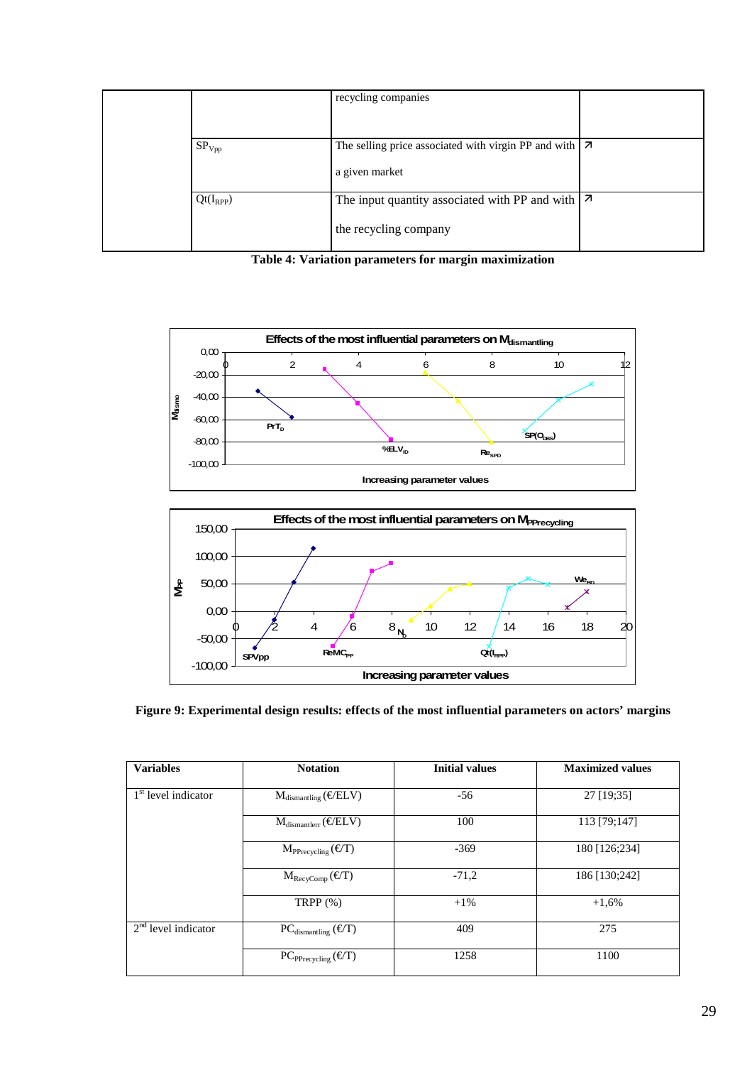| | | recycling companies | |
|---|---|---|---|
| | $SP_{Vpp}$ | The selling price associated with virgin PP and with a given market | ↗ |
| | $Qt(I_{RPP})$ | The input quantity associated with PP and with the recycling company | ↗ |

**Table 4: Variation parameters for margin maximization**

**Figure 9: Experimental design results: effects of the most influential parameters on actors' margins**

| Variables | Notation | Initial values | Maximized values |
|---|---|---|---|
| 1st level indicator | $M_{dismantling}$ (€/ELV) | -56 | 27 [19;35] |
| | $M_{dismantlerr}$ (€/ELV) | 100 | 113 [79;147] |
| | $M_{PPrecycling}$ (€/T) | -369 | 180 [126;234] |
| | $M_{RecyComp}$ (€/T) | -71,2 | 186 [130;242] |
| | TRPP (%) | +1% | +1,6% |
| 2nd level indicator | $PC_{dismantling}$ (€/T) | 409 | 275 |
| | $PC_{PPrecycling}$ (€/T) | 1258 | 1100 |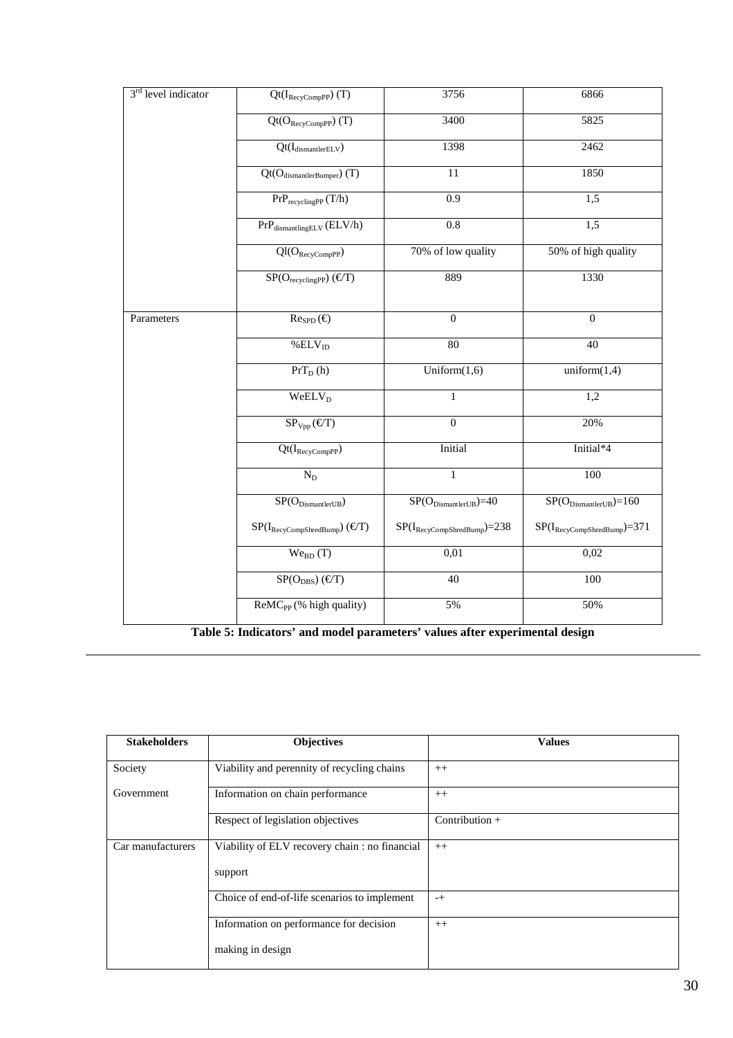| 3rd level indicator | $Qt(I_{RecyCompPP})$ (T) | 3756 | 6866 |
|---|---|---|---|
| | $Qt(O_{RecyCompPP})$ (T) | 3400 | 5825 |
| | $Qt(I_{dismantlerELV})$ | 1398 | 2462 |
| | $Qt(O_{dismantlerBumper})$ (T) | 11 | 1850 |
| | $PrP_{recyclingPP}$ (T/h) | 0.9 | 1,5 |
| | $PrP_{dismantlingELV}$ (ELV/h) | 0.8 | 1,5 |
| | $Ql(O_{RecyCompPP})$ | 70% of low quality | 50% of high quality |
| | $SP(O_{recyclingPP})$ (€/T) | 889 | 1330 |
| Parameters | $Re_{SPD}$ (€) | 0 | 0 |
| | $\%ELV_{ID}$ | 80 | 40 |
| | $PrT_D$ (h) | Uniform(1,6) | uniform(1,4) |
| | $WeELV_D$ | 1 | 1,2 |
| | $SP_{V_{PP}}$ (€/T) | 0 | 20% |
| | $Qt(I_{RecyCompPP})$ | Initial | Initial*4 |
| | $N_D$ | 1 | 100 |
| | $SP(O_{DismantlerUB})$ $SP(I_{RecyCompShredBump})$ (€/T) | $SP(O_{DismantlerUB})=40$ $SP(I_{RecyCompShredBump})=238$ | $SP(O_{DismantlerUB})=160$ $SP(I_{RecyCompShredBump})=371$ |
| | $We_{BD}$ (T) | 0,01 | 0,02 |
| | $SP(O_{DBS})$ (€/T) | 40 | 100 |
| | $ReMC_{PP}$ (% high quality) | 5% | 50% |

**Table 5: Indicators' and model parameters' values after experimental design**

| **Stakeholders** | **Objectives** | **Values** |
|---|---|---|
| Society | Viability and perennity of recycling chains | ++ |
| Government | Information on chain performance | ++ |
| | Respect of legislation objectives | Contribution + |
| Car manufacturers | Viability of ELV recovery chain : no financial support | ++ |
| | Choice of end-of-life scenarios to implement | -+ |
| | Information on performance for decision making in design | ++ |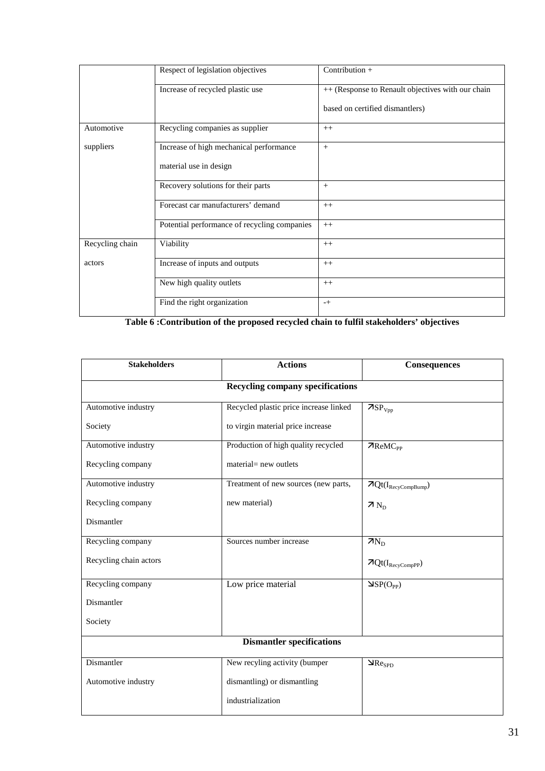| | | |
|---|---|---|
| | Respect of legislation objectives | Contribution + |
| | Increase of recycled plastic use | ++ (Response to Renault objectives with our chain based on certified dismantlers) |
| Automotive suppliers | Recycling companies as supplier | ++ |
| | Increase of high mechanical performance material use in design | + |
| | Recovery solutions for their parts | + |
| | Forecast car manufacturers' demand | ++ |
| | Potential performance of recycling companies | ++ |
| Recycling chain actors | Viability | ++ |
| | Increase of inputs and outputs | ++ |
| | New high quality outlets | ++ |
| | Find the right organization | -+ |

**Table 6 :Contribution of the proposed recycled chain to fulfil stakeholders' objectives**

| **Stakeholders** | **Actions** | **Consequences** |
|---|---|---|
| | **Recycling company specifications** | |
| Automotive industry<br>Society | Recycled plastic price increase linked to virgin material price increase | $\nearrow SP_{V_{PP}}$ |
| Automotive industry<br>Recycling company | Production of high quality recycled material= new outlets | $\nearrow ReMC_{PP}$ |
| Automotive industry<br>Recycling company<br>Dismantler | Treatment of new sources (new parts, new material) | $\nearrow Qt(I_{RecyCompBump})$<br>$\nearrow N_D$ |
| Recycling company<br>Recycling chain actors | Sources number increase | $\nearrow N_D$<br>$\nearrow Qt(I_{RecyCompPP})$ |
| Recycling company<br>Dismantler<br>Society | Low price material | $\searrow SP(O_{PP})$ |
| | **Dismantler specifications** | |
| Dismantler<br>Automotive industry | New recyling activity (bumper dismantling) or dismantling industrialization | $\searrow Re_{SPD}$ |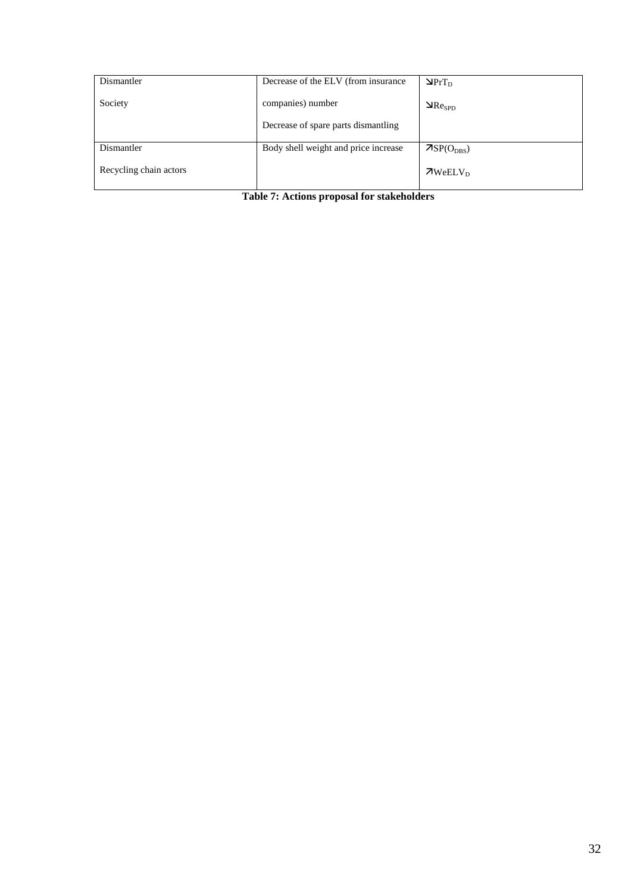| | | |
|---|---|---|
| Dismantler<br>Society | Decrease of the ELV (from insurance companies) number<br>Decrease of spare parts dismantling | ↘$PrT_D$<br>↘$Re_{SPD}$ |
| Dismantler<br>Recycling chain actors | Body shell weight and price increase | ↗$SP(O_{DBS})$<br>↗$WeELV_D$ |

**Table 7: Actions proposal for stakeholders**